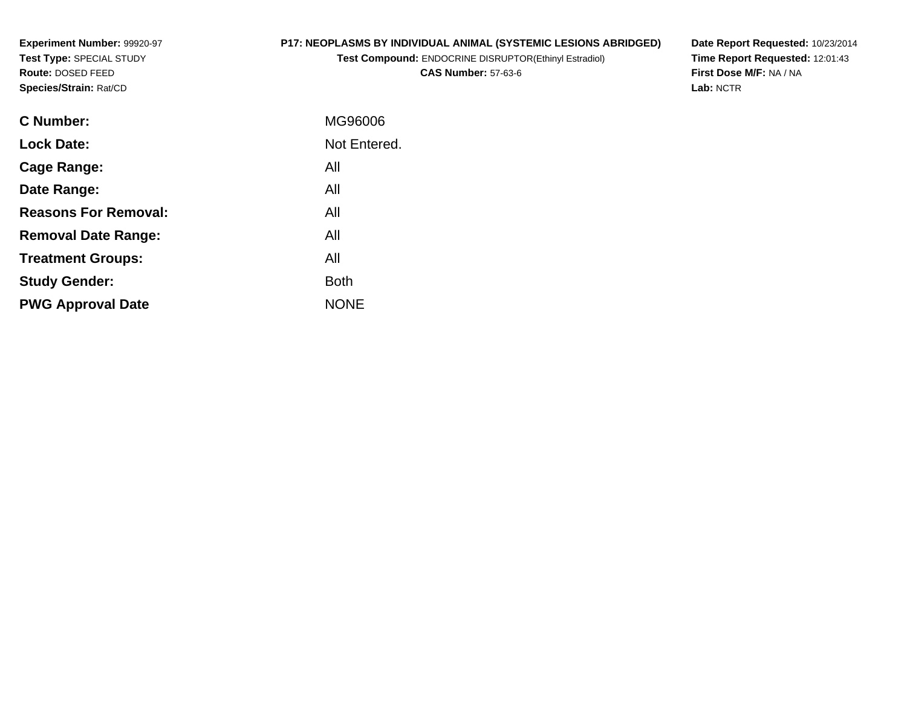**Experiment Number:** 99920-97
**Test Type:** SPECIAL STUDY
**Route:** DOSED FEED
**Species/Strain:** Rat/CD

**P17: NEOPLASMS BY INDIVIDUAL ANIMAL (SYSTEMIC LESIONS ABRIDGED)**
**Test Compound:** ENDOCRINE DISRUPTOR(Ethinyl Estradiol)
**CAS Number:** 57-63-6

**Date Report Requested:** 10/23/2014
**Time Report Requested:** 12:01:43
**First Dose M/F:** NA / NA
**Lab:** NCTR

| | |
|---|---|
| **C Number:** | MG96006 |
| **Lock Date:** | Not Entered. |
| **Cage Range:** | All |
| **Date Range:** | All |
| **Reasons For Removal:** | All |
| **Removal Date Range:** | All |
| **Treatment Groups:** | All |
| **Study Gender:** | Both |
| **PWG Approval Date** | NONE |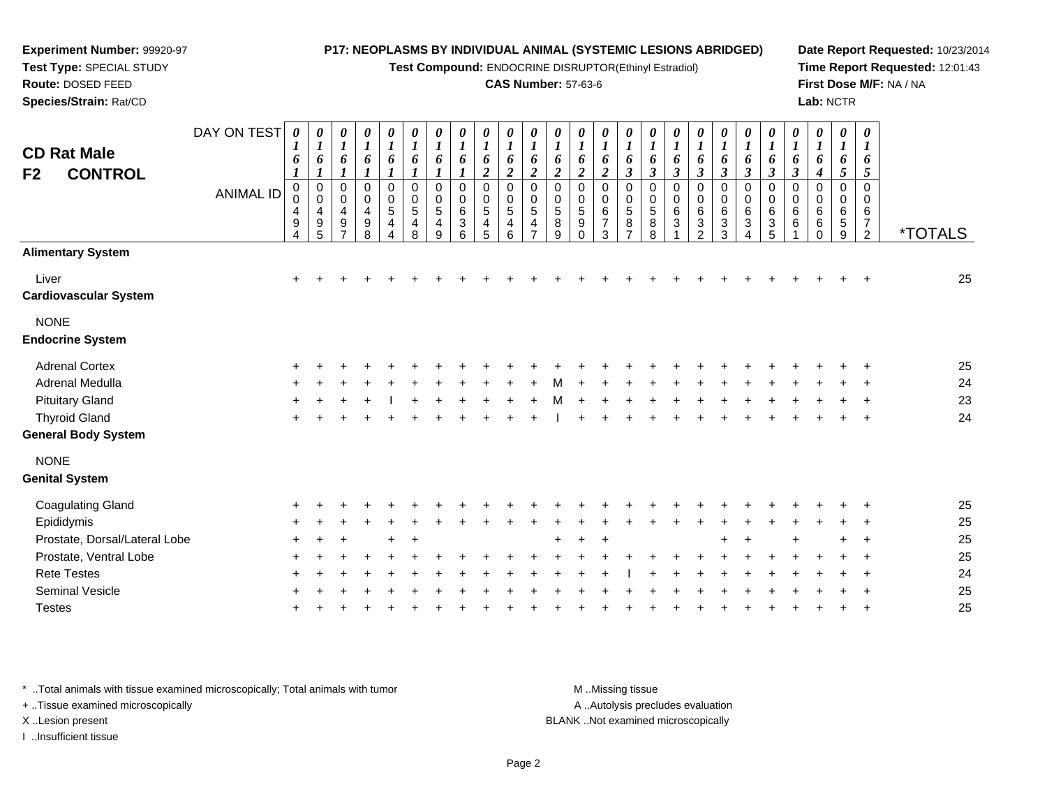**Experiment Number:** 99920-97
**Test Type:** SPECIAL STUDY
**Route:** DOSED FEED
**Species/Strain:** Rat/CD

**P17: NEOPLASMS BY INDIVIDUAL ANIMAL (SYSTEMIC LESIONS ABRIDGED)**
**Test Compound:** ENDOCRINE DISRUPTOR(Ethinyl Estradiol)
**CAS Number:** 57-63-6

**Date Report Requested:** 10/23/2014
**Time Report Requested:** 12:01:43
**First Dose M/F:** NA / NA
**Lab:** NCTR

# CD Rat Male
## F2 CONTROL

| DAY ON TEST | 0161 | 0161 | 0161 | 0161 | 0161 | 0161 | 0161 | 0161 | 0162 | 0162 | 0162 | 0162 | 0162 | 0162 | 0163 | 0163 | 0163 | 0163 | 0163 | 0163 | 0163 | 0163 | 0164 | 0165 | 0165 | |
|---|---|---|---|---|---|---|---|---|---|---|---|---|---|---|---|---|---|---|---|---|---|---|---|---|---|---|
| **ANIMAL ID** | 00494 | 00495 | 00497 | 00498 | 00544 | 00548 | 00549 | 00636 | 00545 | 00546 | 00547 | 00589 | 00590 | 00673 | 00587 | 00588 | 00631 | 00632 | 00633 | 00634 | 00635 | 00661 | 00660 | 00659 | 00672 | **\*TOTALS** |
| **Alimentary System** | | | | | | | | | | | | | | | | | | | | | | | | | | |
| Liver | + | + | + | + | + | + | + | + | + | + | + | + | + | + | + | + | + | + | + | + | + | + | + | + | + | 25 |
| **Cardiovascular System** | | | | | | | | | | | | | | | | | | | | | | | | | | |
| NONE | | | | | | | | | | | | | | | | | | | | | | | | | | |
| **Endocrine System** | | | | | | | | | | | | | | | | | | | | | | | | | | |
| Adrenal Cortex | + | + | + | + | + | + | + | + | + | + | + | + | + | + | + | + | + | + | + | + | + | + | + | + | + | 25 |
| Adrenal Medulla | + | + | + | + | + | + | + | + | + | + | + | M | + | + | + | + | + | + | + | + | + | + | + | + | + | 24 |
| Pituitary Gland | + | + | + | + | I | + | + | + | + | + | + | M | + | + | + | + | + | + | + | + | + | + | + | + | + | 23 |
| Thyroid Gland | + | + | + | + | + | + | + | + | + | + | + | I | + | + | + | + | + | + | + | + | + | + | + | + | + | 24 |
| **General Body System** | | | | | | | | | | | | | | | | | | | | | | | | | | |
| NONE | | | | | | | | | | | | | | | | | | | | | | | | | | |
| **Genital System** | | | | | | | | | | | | | | | | | | | | | | | | | | |
| Coagulating Gland | + | + | + | + | + | + | + | + | + | + | + | + | + | + | + | + | + | + | + | + | + | + | + | + | + | 25 |
| Epididymis | + | + | + | + | + | + | + | + | + | + | + | + | + | + | + | + | + | + | + | + | + | + | + | + | + | 25 |
| Prostate, Dorsal/Lateral Lobe | + | + | + | | + | + | | | | | | + | + | + | | | | | + | + | | + | | + | + | 25 |
| Prostate, Ventral Lobe | + | + | + | + | + | + | + | + | + | + | + | + | + | + | + | + | + | + | + | + | + | + | + | + | + | 25 |
| Rete Testes | + | + | + | + | + | + | + | + | + | + | + | + | + | + | I | + | + | + | + | + | + | + | + | + | + | 24 |
| Seminal Vesicle | + | + | + | + | + | + | + | + | + | + | + | + | + | + | + | + | + | + | + | + | + | + | + | + | + | 25 |
| Testes | + | + | + | + | + | + | + | + | + | + | + | + | + | + | + | + | + | + | + | + | + | + | + | + | + | 25 |

\* ..Total animals with tissue examined microscopically; Total animals with tumor
+ ..Tissue examined microscopically
X ..Lesion present
I ..Insufficient tissue

M ..Missing tissue
A ..Autolysis precludes evaluation
BLANK ..Not examined microscopically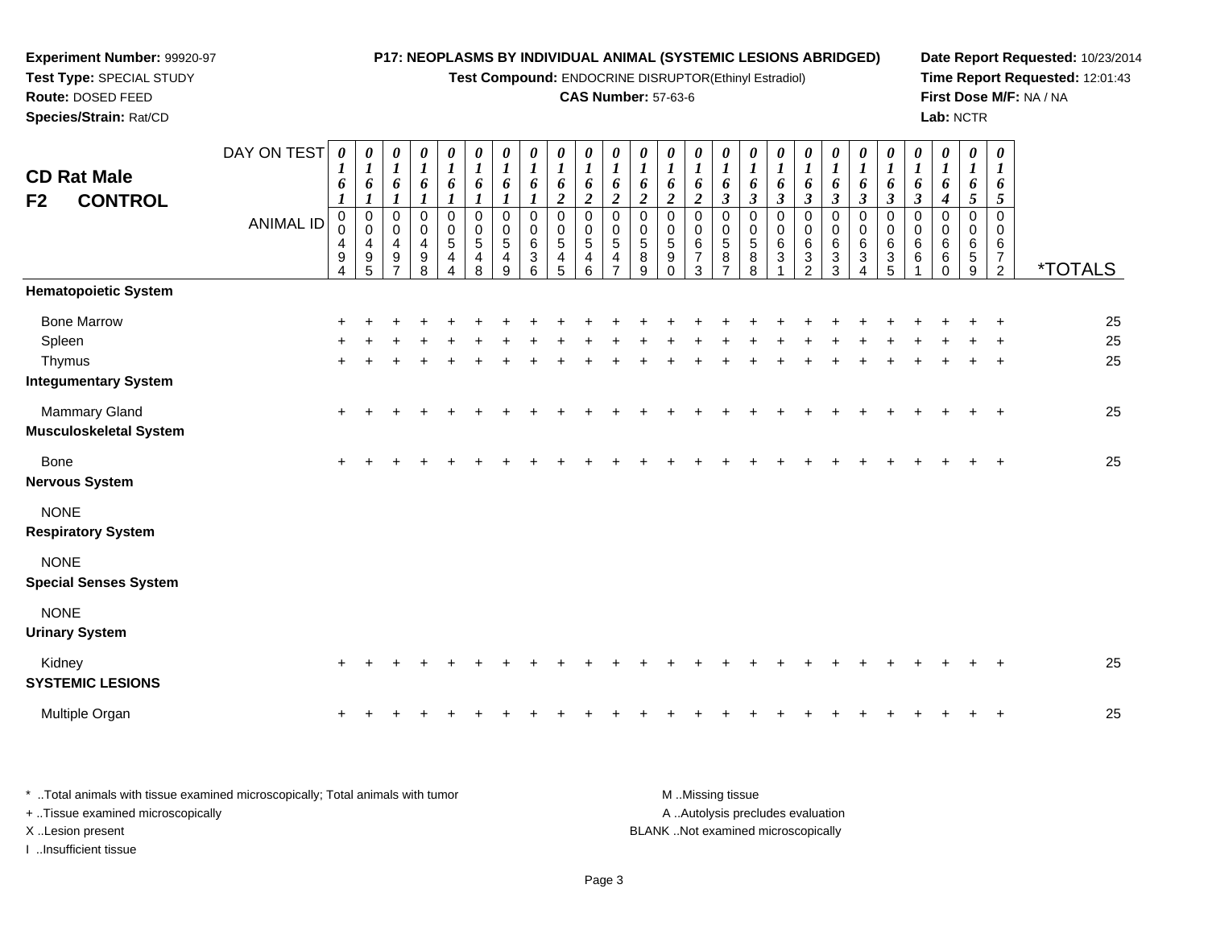**Experiment Number:** 99920-97
**Test Type:** SPECIAL STUDY
**Route:** DOSED FEED
**Species/Strain:** Rat/CD

**P17: NEOPLASMS BY INDIVIDUAL ANIMAL (SYSTEMIC LESIONS ABRIDGED)**
**Test Compound:** ENDOCRINE DISRUPTOR(Ethinyl Estradiol)
**CAS Number:** 57-63-6

**Date Report Requested:** 10/23/2014
**Time Report Requested:** 12:01:43
**First Dose M/F:** NA / NA
**Lab:** NCTR

## CD Rat Male
## F2 CONTROL

| DAY ON TEST | 0161 | 0161 | 0161 | 0161 | 0161 | 0161 | 0161 | 0161 | 0162 | 0162 | 0162 | 0162 | 0162 | 0162 | 0163 | 0163 | 0163 | 0163 | 0163 | 0163 | 0163 | 0163 | 0164 | 0165 | 0165 | |
|---|---|---|---|---|---|---|---|---|---|---|---|---|---|---|---|---|---|---|---|---|---|---|---|---|---|---|
| **ANIMAL ID** | 00494 | 00495 | 00497 | 00498 | 00544 | 00548 | 00549 | 00636 | 00545 | 00546 | 00547 | 00589 | 00590 | 00673 | 00587 | 00588 | 00631 | 00632 | 00633 | 00634 | 00635 | 00661 | 00660 | 00659 | 00672 | ***TOTALS** |
| **Hematopoietic System** | | | | | | | | | | | | | | | | | | | | | | | | | | |
| Bone Marrow | + | + | + | + | + | + | + | + | + | + | + | + | + | + | + | + | + | + | + | + | + | + | + | + | + | 25 |
| Spleen | + | + | + | + | + | + | + | + | + | + | + | + | + | + | + | + | + | + | + | + | + | + | + | + | + | 25 |
| Thymus | + | + | + | + | + | + | + | + | + | + | + | + | + | + | + | + | + | + | + | + | + | + | + | + | + | 25 |
| **Integumentary System** | | | | | | | | | | | | | | | | | | | | | | | | | | |
| Mammary Gland | + | + | + | + | + | + | + | + | + | + | + | + | + | + | + | + | + | + | + | + | + | + | + | + | + | 25 |
| **Musculoskeletal System** | | | | | | | | | | | | | | | | | | | | | | | | | | |
| Bone | + | + | + | + | + | + | + | + | + | + | + | + | + | + | + | + | + | + | + | + | + | + | + | + | + | 25 |
| **Nervous System** | | | | | | | | | | | | | | | | | | | | | | | | | | |
| NONE | | | | | | | | | | | | | | | | | | | | | | | | | | |
| **Respiratory System** | | | | | | | | | | | | | | | | | | | | | | | | | | |
| NONE | | | | | | | | | | | | | | | | | | | | | | | | | | |
| **Special Senses System** | | | | | | | | | | | | | | | | | | | | | | | | | | |
| NONE | | | | | | | | | | | | | | | | | | | | | | | | | | |
| **Urinary System** | | | | | | | | | | | | | | | | | | | | | | | | | | |
| Kidney | + | + | + | + | + | + | + | + | + | + | + | + | + | + | + | + | + | + | + | + | + | + | + | + | + | 25 |
| **SYSTEMIC LESIONS** | | | | | | | | | | | | | | | | | | | | | | | | | | |
| Multiple Organ | + | + | + | + | + | + | + | + | + | + | + | + | + | + | + | + | + | + | + | + | + | + | + | + | + | 25 |

* ..Total animals with tissue examined microscopically; Total animals with tumor
+ ..Tissue examined microscopically
X ..Lesion present
I ..Insufficient tissue

M ..Missing tissue
A ..Autolysis precludes evaluation
BLANK ..Not examined microscopically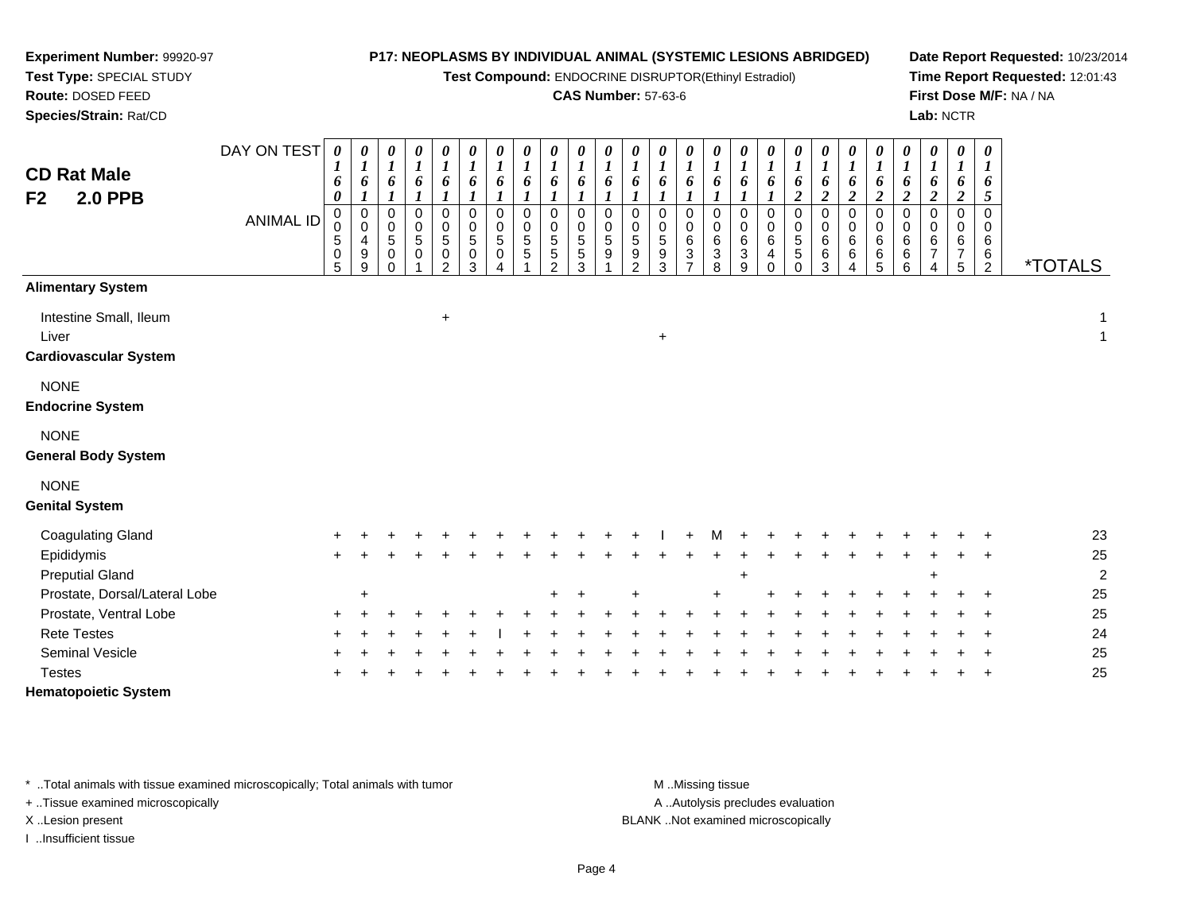**Experiment Number:** 99920-97
**Test Type:** SPECIAL STUDY
**Route:** DOSED FEED
**Species/Strain:** Rat/CD

**P17: NEOPLASMS BY INDIVIDUAL ANIMAL (SYSTEMIC LESIONS ABRIDGED)**
**Test Compound:** ENDOCRINE DISRUPTOR(Ethinyl Estradiol)
**CAS Number:** 57-63-6

**Date Report Requested:** 10/23/2014
**Time Report Requested:** 12:01:43
**First Dose M/F:** NA / NA
**Lab:** NCTR

## CD Rat Male
## F2 2.0 PPB

| DAY ON TEST | 0160 | 0161 | 0161 | 0161 | 0161 | 0161 | 0161 | 0161 | 0161 | 0161 | 0161 | 0161 | 0161 | 0161 | 0161 | 0161 | 0161 | 0162 | 0162 | 0162 | 0162 | 0162 | 0162 | 0162 | 0165 | |
|---|---|---|---|---|---|---|---|---|---|---|---|---|---|---|---|---|---|---|---|---|---|---|---|---|---|---|
| **ANIMAL ID** | 00505 | 00499 | 00500 | 00501 | 00502 | 00503 | 00504 | 00551 | 00552 | 00553 | 00591 | 00592 | 00593 | 00637 | 00638 | 00639 | 00640 | 00550 | 00663 | 00664 | 00665 | 00666 | 00674 | 00675 | 00662 | ***TOTALS** |
| **Alimentary System** | | | | | | | | | | | | | | | | | | | | | | | | | | |
| Intestine Small, Ileum | | | | | + | | | | | | | | | | | | | | | | | | | | | 1 |
| Liver | | | | | | | | | | | | | + | | | | | | | | | | | | | 1 |
| **Cardiovascular System** | | | | | | | | | | | | | | | | | | | | | | | | | | |
| NONE | | | | | | | | | | | | | | | | | | | | | | | | | | |
| **Endocrine System** | | | | | | | | | | | | | | | | | | | | | | | | | | |
| NONE | | | | | | | | | | | | | | | | | | | | | | | | | | |
| **General Body System** | | | | | | | | | | | | | | | | | | | | | | | | | | |
| NONE | | | | | | | | | | | | | | | | | | | | | | | | | | |
| **Genital System** | | | | | | | | | | | | | | | | | | | | | | | | | | |
| Coagulating Gland | + | + | + | + | + | + | + | + | + | + | + | + | I | + | M | + | + | + | + | + | + | + | + | + | + | 23 |
| Epididymis | + | + | + | + | + | + | + | + | + | + | + | + | + | + | + | + | + | + | + | + | + | + | + | + | + | 25 |
| Preputial Gland | | | | | | | | | | | | | | | | + | | | | | | | + | | | 2 |
| Prostate, Dorsal/Lateral Lobe | | + | | | | | | | + | + | | + | | | + | | + | + | + | + | + | + | + | + | + | 25 |
| Prostate, Ventral Lobe | + | + | + | + | + | + | + | + | + | + | + | + | + | + | + | + | + | + | + | + | + | + | + | + | + | 25 |
| Rete Testes | + | + | + | + | + | + | I | + | + | + | + | + | + | + | + | + | + | + | + | + | + | + | + | + | + | 24 |
| Seminal Vesicle | + | + | + | + | + | + | + | + | + | + | + | + | + | + | + | + | + | + | + | + | + | + | + | + | + | 25 |
| Testes | + | + | + | + | + | + | + | + | + | + | + | + | + | + | + | + | + | + | + | + | + | + | + | + | + | 25 |
| **Hematopoietic System** | | | | | | | | | | | | | | | | | | | | | | | | | | |

* ..Total animals with tissue examined microscopically; Total animals with tumor
+ ..Tissue examined microscopically
X ..Lesion present
I ..Insufficient tissue

M ..Missing tissue
A ..Autolysis precludes evaluation
BLANK ..Not examined microscopically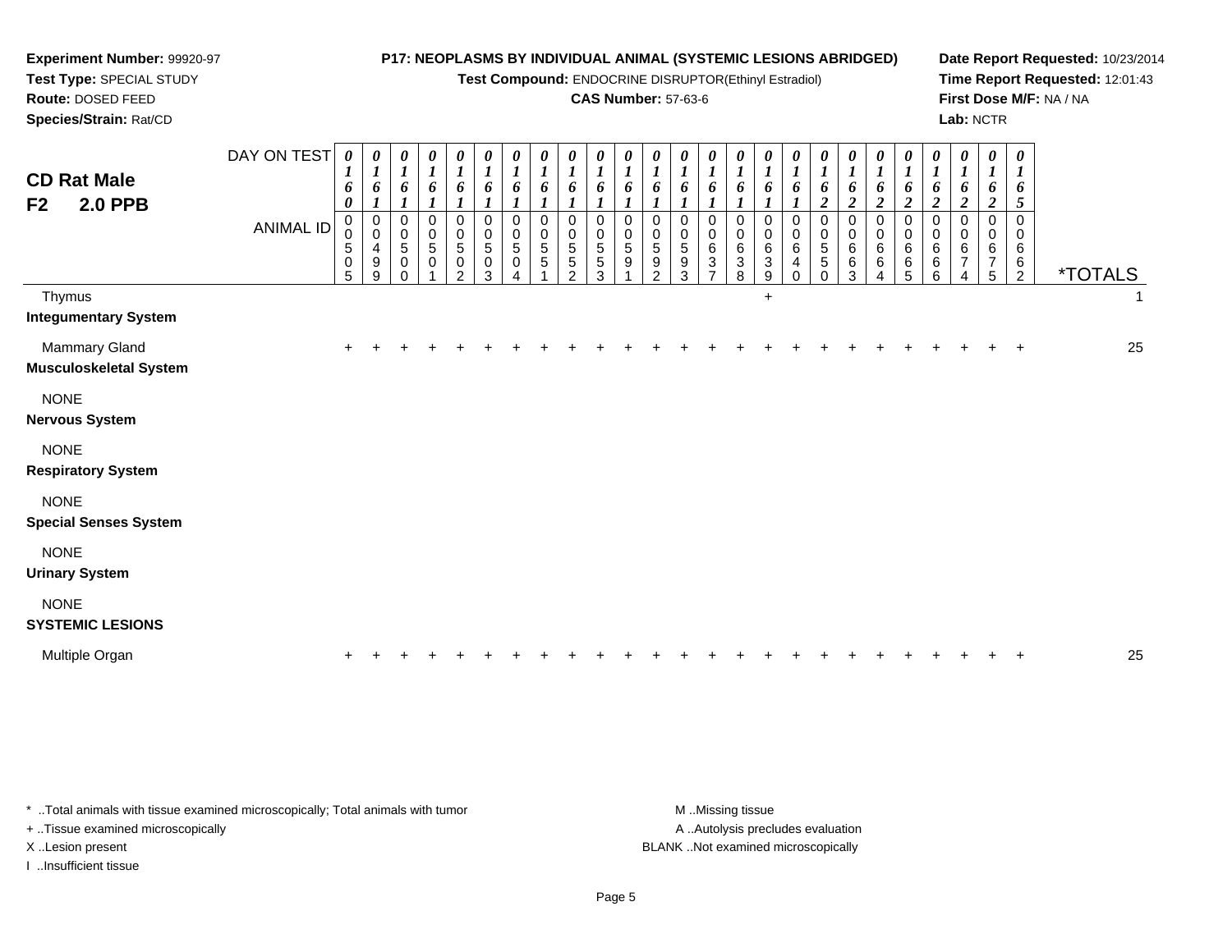**Experiment Number:** 99920-97
**Test Type:** SPECIAL STUDY
**Route:** DOSED FEED
**Species/Strain:** Rat/CD

**P17: NEOPLASMS BY INDIVIDUAL ANIMAL (SYSTEMIC LESIONS ABRIDGED)**
**Test Compound:** ENDOCRINE DISRUPTOR(Ethinyl Estradiol)
**CAS Number:** 57-63-6

**Date Report Requested:** 10/23/2014
**Time Report Requested:** 12:01:43
**First Dose M/F:** NA / NA
**Lab:** NCTR

## CD Rat Male F2 2.0 PPB

| DAY ON TEST | 0160 | 0161 | 0161 | 0161 | 0161 | 0161 | 0161 | 0161 | 0161 | 0161 | 0161 | 0161 | 0161 | 0161 | 0161 | 0161 | 0161 | 0162 | 0162 | 0162 | 0162 | 0162 | 0162 | 0162 | 0165 | |
|---|---|---|---|---|---|---|---|---|---|---|---|---|---|---|---|---|---|---|---|---|---|---|---|---|---|---|
| **ANIMAL ID** | 00505 | 00499 | 00500 | 00501 | 00502 | 00503 | 00504 | 00551 | 00552 | 00553 | 00591 | 00592 | 00593 | 00637 | 00638 | 00639 | 00640 | 00550 | 00663 | 00664 | 00665 | 00666 | 00674 | 00675 | 00662 | ***TOTALS** |
| Thymus | | | | | | | | | | | | | | | | + | | | | | | | | | | 1 |
| **Integumentary System** | | | | | | | | | | | | | | | | | | | | | | | | | | |
| Mammary Gland | + | + | + | + | + | + | + | + | + | + | + | + | + | + | + | + | + | + | + | + | + | + | + | + | + | 25 |
| **Musculoskeletal System** | | | | | | | | | | | | | | | | | | | | | | | | | | |
| NONE | | | | | | | | | | | | | | | | | | | | | | | | | | |
| **Nervous System** | | | | | | | | | | | | | | | | | | | | | | | | | | |
| NONE | | | | | | | | | | | | | | | | | | | | | | | | | | |
| **Respiratory System** | | | | | | | | | | | | | | | | | | | | | | | | | | |
| NONE | | | | | | | | | | | | | | | | | | | | | | | | | | |
| **Special Senses System** | | | | | | | | | | | | | | | | | | | | | | | | | | |
| NONE | | | | | | | | | | | | | | | | | | | | | | | | | | |
| **Urinary System** | | | | | | | | | | | | | | | | | | | | | | | | | | |
| NONE | | | | | | | | | | | | | | | | | | | | | | | | | | |
| **SYSTEMIC LESIONS** | | | | | | | | | | | | | | | | | | | | | | | | | | |
| Multiple Organ | + | + | + | + | + | + | + | + | + | + | + | + | + | + | + | + | + | + | + | + | + | + | + | + | + | 25 |

* ..Total animals with tissue examined microscopically; Total animals with tumor
+ ..Tissue examined microscopically
X ..Lesion present
I ..Insufficient tissue

M ..Missing tissue
A ..Autolysis precludes evaluation
BLANK ..Not examined microscopically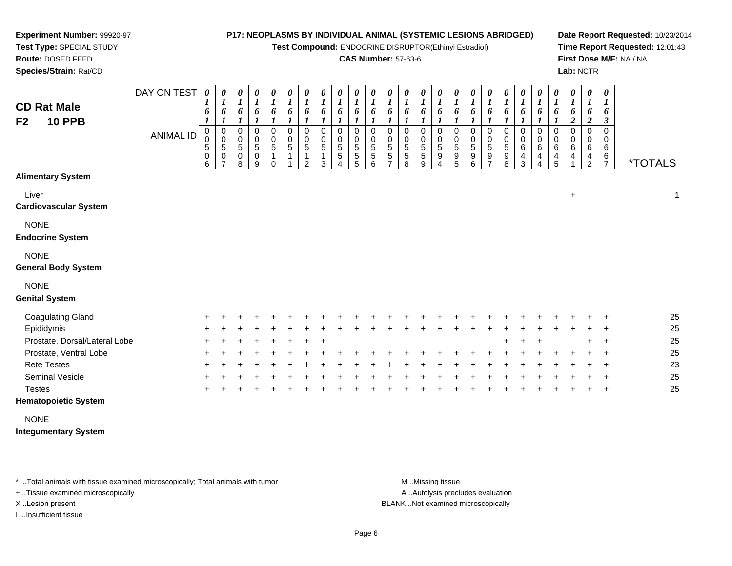**Experiment Number:** 99920-97
**Test Type:** SPECIAL STUDY
**Route:** DOSED FEED
**Species/Strain:** Rat/CD

**P17: NEOPLASMS BY INDIVIDUAL ANIMAL (SYSTEMIC LESIONS ABRIDGED)**
**Test Compound:** ENDOCRINE DISRUPTOR(Ethinyl Estradiol)
**CAS Number:** 57-63-6

**Date Report Requested:** 10/23/2014
**Time Report Requested:** 12:01:43
**First Dose M/F:** NA / NA
**Lab:** NCTR

## CD Rat Male
## F2 10 PPB

| DAY ON TEST | 0161 | 0161 | 0161 | 0161 | 0161 | 0161 | 0161 | 0161 | 0161 | 0161 | 0161 | 0161 | 0161 | 0161 | 0161 | 0161 | 0161 | 0161 | 0161 | 0161 | 0161 | 0161 | 0162 | 0162 | 0163 | |
|---|---|---|---|---|---|---|---|---|---|---|---|---|---|---|---|---|---|---|---|---|---|---|---|---|---|---|
| **ANIMAL ID** | 0506 | 0507 | 0508 | 0509 | 0510 | 0511 | 0512 | 0513 | 0554 | 0555 | 0556 | 0557 | 0558 | 0559 | 0594 | 0595 | 0596 | 0597 | 0598 | 0643 | 0644 | 0645 | 0641 | 0642 | 0667 | ***TOTALS** |
| **Alimentary System** | | | | | | | | | | | | | | | | | | | | | | | | | | |
| Liver | | | | | | | | | | | | | | | | | | | | | | | + | | | 1 |
| **Cardiovascular System** | | | | | | | | | | | | | | | | | | | | | | | | | | |
| NONE | | | | | | | | | | | | | | | | | | | | | | | | | | |
| **Endocrine System** | | | | | | | | | | | | | | | | | | | | | | | | | | |
| NONE | | | | | | | | | | | | | | | | | | | | | | | | | | |
| **General Body System** | | | | | | | | | | | | | | | | | | | | | | | | | | |
| NONE | | | | | | | | | | | | | | | | | | | | | | | | | | |
| **Genital System** | | | | | | | | | | | | | | | | | | | | | | | | | | |
| Coagulating Gland | + | + | + | + | + | + | + | + | + | + | + | + | + | + | + | + | + | + | + | + | + | + | + | + | + | 25 |
| Epididymis | + | + | + | + | + | + | + | + | + | + | + | + | + | + | + | + | + | + | + | + | + | + | + | + | + | 25 |
| Prostate, Dorsal/Lateral Lobe | + | + | + | + | + | + | + | + | | | | | | | | | | | + | + | + | | | + | + | 25 |
| Prostate, Ventral Lobe | + | + | + | + | + | + | + | + | + | + | + | + | + | + | + | + | + | + | + | + | + | + | + | + | + | 25 |
| Rete Testes | + | + | + | + | + | + | I | + | + | + | + | I | + | + | + | + | + | + | + | + | + | + | + | + | + | 23 |
| Seminal Vesicle | + | + | + | + | + | + | + | + | + | + | + | + | + | + | + | + | + | + | + | + | + | + | + | + | + | 25 |
| Testes | + | + | + | + | + | + | + | + | + | + | + | + | + | + | + | + | + | + | + | + | + | + | + | + | + | 25 |
| **Hematopoietic System** | | | | | | | | | | | | | | | | | | | | | | | | | | |
| NONE | | | | | | | | | | | | | | | | | | | | | | | | | | |
| **Integumentary System** | | | | | | | | | | | | | | | | | | | | | | | | | | |

\* ..Total animals with tissue examined microscopically; Total animals with tumor
\+ ..Tissue examined microscopically
X ..Lesion present
I ..Insufficient tissue

M ..Missing tissue
A ..Autolysis precludes evaluation
BLANK ..Not examined microscopically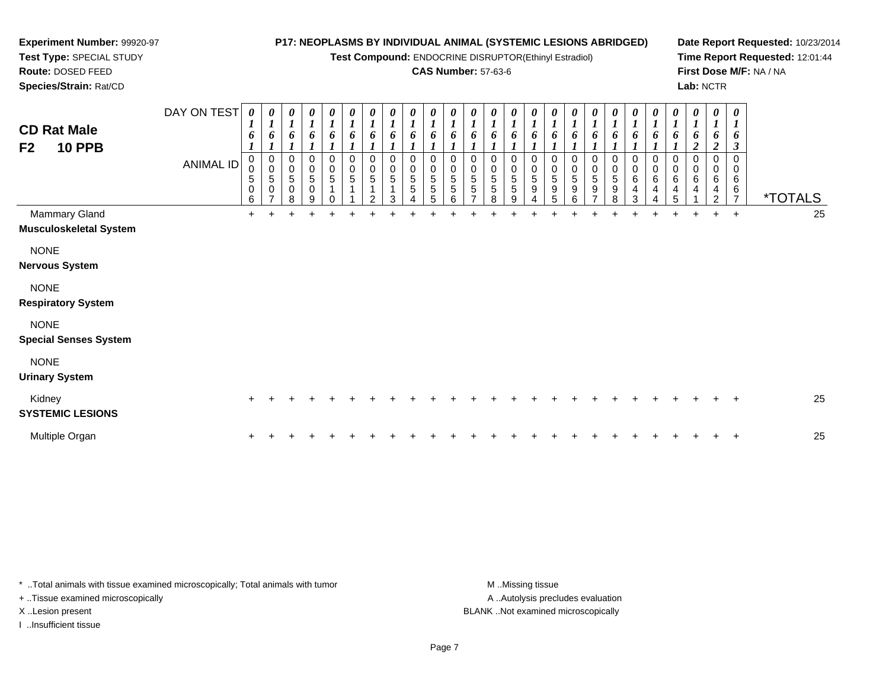**Experiment Number:** 99920-97
**Test Type:** SPECIAL STUDY
**Route:** DOSED FEED
**Species/Strain:** Rat/CD

**P17: NEOPLASMS BY INDIVIDUAL ANIMAL (SYSTEMIC LESIONS ABRIDGED)**
**Test Compound:** ENDOCRINE DISRUPTOR(Ethinyl Estradiol)
**CAS Number:** 57-63-6

**Date Report Requested:** 10/23/2014
**Time Report Requested:** 12:01:44
**First Dose M/F:** NA / NA
**Lab:** NCTR

## CD Rat Male
## F2 10 PPB

| DAY ON TEST | 0161 | 0161 | 0161 | 0161 | 0161 | 0161 | 0161 | 0161 | 0161 | 0161 | 0161 | 0161 | 0161 | 0161 | 0161 | 0161 | 0161 | 0161 | 0161 | 0161 | 0161 | 0161 | 0162 | 0162 | 0163 | |
|---|---|---|---|---|---|---|---|---|---|---|---|---|---|---|---|---|---|---|---|---|---|---|---|---|---|---|
| **ANIMAL ID** | 00506 | 00507 | 00508 | 00509 | 00510 | 00511 | 00512 | 00513 | 00554 | 00555 | 00556 | 00557 | 00558 | 00559 | 00594 | 00595 | 00596 | 00597 | 00598 | 00643 | 00644 | 00645 | 00641 | 00642 | 00667 | ***TOTALS** |
| Mammary Gland | + | + | + | + | + | + | + | + | + | + | + | + | + | + | + | + | + | + | + | + | + | + | + | + | + | 25 |
| **Musculoskeletal System** | | | | | | | | | | | | | | | | | | | | | | | | | | |
| NONE | | | | | | | | | | | | | | | | | | | | | | | | | | |
| **Nervous System** | | | | | | | | | | | | | | | | | | | | | | | | | | |
| NONE | | | | | | | | | | | | | | | | | | | | | | | | | | |
| **Respiratory System** | | | | | | | | | | | | | | | | | | | | | | | | | | |
| NONE | | | | | | | | | | | | | | | | | | | | | | | | | | |
| **Special Senses System** | | | | | | | | | | | | | | | | | | | | | | | | | | |
| NONE | | | | | | | | | | | | | | | | | | | | | | | | | | |
| **Urinary System** | | | | | | | | | | | | | | | | | | | | | | | | | | |
| Kidney | + | + | + | + | + | + | + | + | + | + | + | + | + | + | + | + | + | + | + | + | + | + | + | + | + | 25 |
| **SYSTEMIC LESIONS** | | | | | | | | | | | | | | | | | | | | | | | | | | |
| Multiple Organ | + | + | + | + | + | + | + | + | + | + | + | + | + | + | + | + | + | + | + | + | + | + | + | + | + | 25 |

* ..Total animals with tissue examined microscopically; Total animals with tumor
+ ..Tissue examined microscopically
X ..Lesion present
I ..Insufficient tissue

M ..Missing tissue
A ..Autolysis precludes evaluation
BLANK ..Not examined microscopically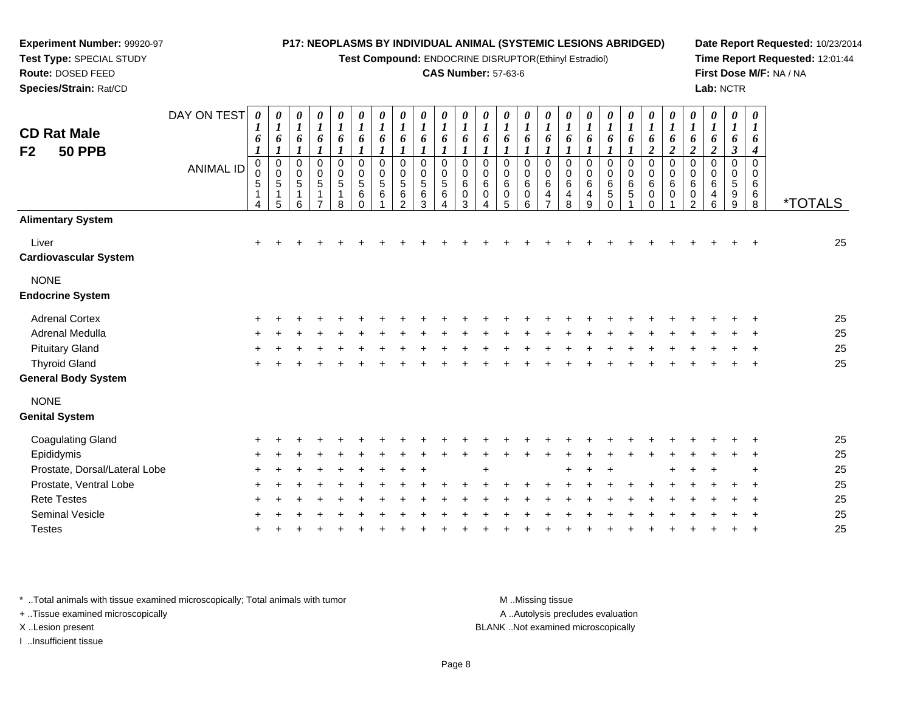**Experiment Number:** 99920-97
**Test Type:** SPECIAL STUDY
**Route:** DOSED FEED
**Species/Strain:** Rat/CD

**P17: NEOPLASMS BY INDIVIDUAL ANIMAL (SYSTEMIC LESIONS ABRIDGED)**
**Test Compound:** ENDOCRINE DISRUPTOR(Ethinyl Estradiol)
**CAS Number:** 57-63-6

**Date Report Requested:** 10/23/2014
**Time Report Requested:** 12:01:44
**First Dose M/F:** NA / NA
**Lab:** NCTR

## CD Rat Male F2 50 PPB

| DAY ON TEST | 0161 | 0161 | 0161 | 0161 | 0161 | 0161 | 0161 | 0161 | 0161 | 0161 | 0161 | 0161 | 0161 | 0161 | 0161 | 0161 | 0161 | 0161 | 0161 | 0162 | 0162 | 0162 | 0162 | 0163 | 0164 | |
|---|---|---|---|---|---|---|---|---|---|---|---|---|---|---|---|---|---|---|---|---|---|---|---|---|---|---|
| **ANIMAL ID** | 0514 | 0515 | 0516 | 0517 | 0518 | 0560 | 0561 | 0562 | 0563 | 0564 | 0603 | 0604 | 0605 | 0606 | 0647 | 0648 | 0649 | 0650 | 0651 | 0600 | 0601 | 0602 | 0646 | 0599 | 0668 | ***TOTALS** |
| **Alimentary System** | | | | | | | | | | | | | | | | | | | | | | | | | | |
| Liver | + | + | + | + | + | + | + | + | + | + | + | + | + | + | + | + | + | + | + | + | + | + | + | + | + | 25 |
| **Cardiovascular System** | | | | | | | | | | | | | | | | | | | | | | | | | | |
| NONE | | | | | | | | | | | | | | | | | | | | | | | | | | |
| **Endocrine System** | | | | | | | | | | | | | | | | | | | | | | | | | | |
| Adrenal Cortex | + | + | + | + | + | + | + | + | + | + | + | + | + | + | + | + | + | + | + | + | + | + | + | + | + | 25 |
| Adrenal Medulla | + | + | + | + | + | + | + | + | + | + | + | + | + | + | + | + | + | + | + | + | + | + | + | + | + | 25 |
| Pituitary Gland | + | + | + | + | + | + | + | + | + | + | + | + | + | + | + | + | + | + | + | + | + | + | + | + | + | 25 |
| Thyroid Gland | + | + | + | + | + | + | + | + | + | + | + | + | + | + | + | + | + | + | + | + | + | + | + | + | + | 25 |
| **General Body System** | | | | | | | | | | | | | | | | | | | | | | | | | | |
| NONE | | | | | | | | | | | | | | | | | | | | | | | | | | |
| **Genital System** | | | | | | | | | | | | | | | | | | | | | | | | | | |
| Coagulating Gland | + | + | + | + | + | + | + | + | + | + | + | + | + | + | + | + | + | + | + | + | + | + | + | + | + | 25 |
| Epididymis | + | + | + | + | + | + | + | + | + | + | + | + | + | + | + | + | + | + | + | + | + | + | + | + | + | 25 |
| Prostate, Dorsal/Lateral Lobe | + | + | + | + | + | + | + | + | + | | | + | | | | + | + | + | | | + | + | + | | + | 25 |
| Prostate, Ventral Lobe | + | + | + | + | + | + | + | + | + | + | + | + | + | + | + | + | + | + | + | + | + | + | + | + | + | 25 |
| Rete Testes | + | + | + | + | + | + | + | + | + | + | + | + | + | + | + | + | + | + | + | + | + | + | + | + | + | 25 |
| Seminal Vesicle | + | + | + | + | + | + | + | + | + | + | + | + | + | + | + | + | + | + | + | + | + | + | + | + | + | 25 |
| Testes | + | + | + | + | + | + | + | + | + | + | + | + | + | + | + | + | + | + | + | + | + | + | + | + | + | 25 |

* ..Total animals with tissue examined microscopically; Total animals with tumor
+ ..Tissue examined microscopically
X ..Lesion present
I ..Insufficient tissue

M ..Missing tissue
A ..Autolysis precludes evaluation
BLANK ..Not examined microscopically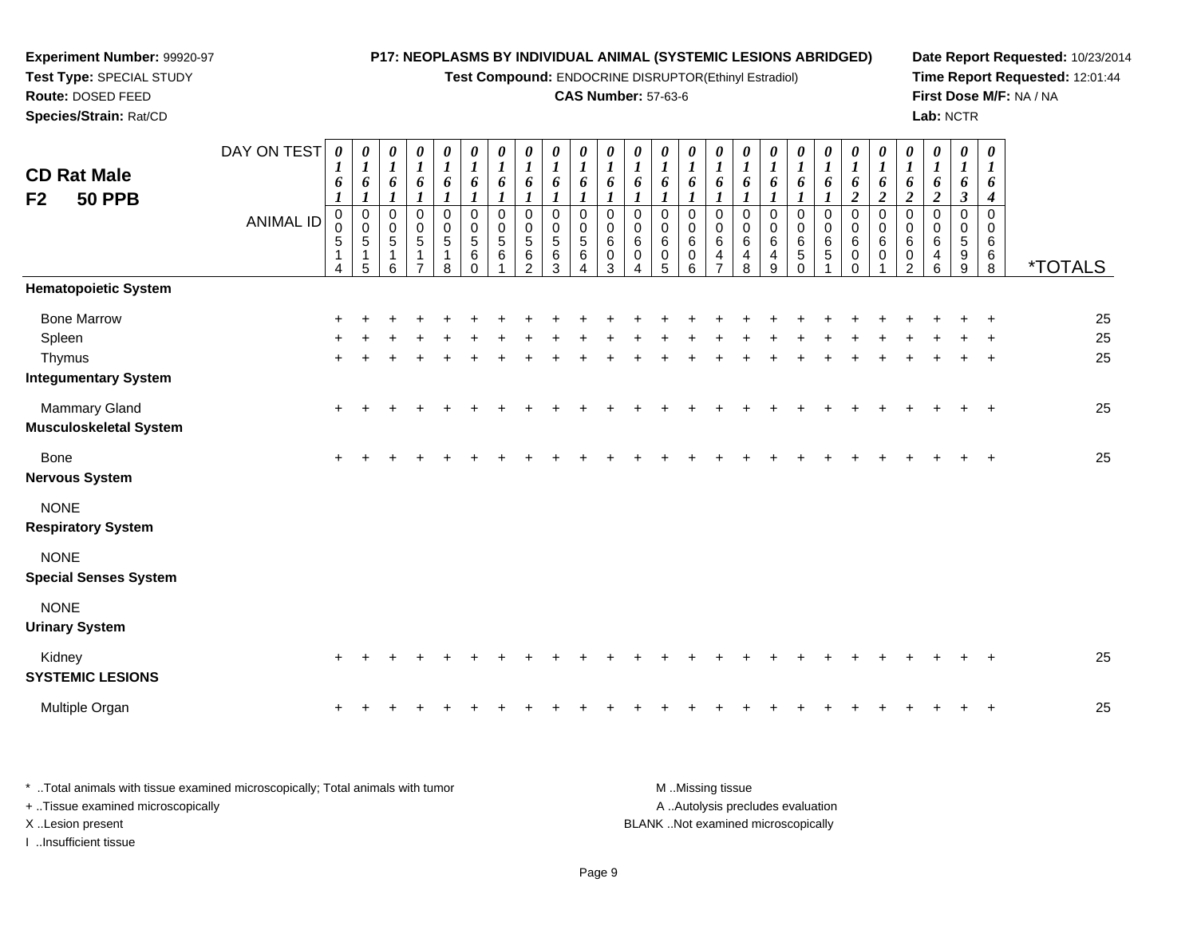**Experiment Number:** 99920-97
**Test Type:** SPECIAL STUDY
**Route:** DOSED FEED
**Species/Strain:** Rat/CD

**P17: NEOPLASMS BY INDIVIDUAL ANIMAL (SYSTEMIC LESIONS ABRIDGED)**
**Test Compound:** ENDOCRINE DISRUPTOR(Ethinyl Estradiol)
**CAS Number:** 57-63-6

**Date Report Requested:** 10/23/2014
**Time Report Requested:** 12:01:44
**First Dose M/F:** NA / NA
**Lab:** NCTR

## CD Rat Male
## F2 50 PPB

| DAY ON TEST | 0161 | 0161 | 0161 | 0161 | 0161 | 0161 | 0161 | 0161 | 0161 | 0161 | 0161 | 0161 | 0161 | 0161 | 0161 | 0161 | 0161 | 0161 | 0161 | 0162 | 0162 | 0162 | 0162 | 0163 | 0164 | |
|---|---|---|---|---|---|---|---|---|---|---|---|---|---|---|---|---|---|---|---|---|---|---|---|---|---|---|
| **ANIMAL ID** | 00514 | 00515 | 00516 | 00517 | 00518 | 00560 | 00561 | 00562 | 00563 | 00564 | 00603 | 00604 | 00605 | 00606 | 00647 | 00648 | 00649 | 00650 | 00651 | 00600 | 00601 | 00602 | 00646 | 00599 | 00668 | ***TOTALS** |
| **Hematopoietic System** | | | | | | | | | | | | | | | | | | | | | | | | | | |
| Bone Marrow | + | + | + | + | + | + | + | + | + | + | + | + | + | + | + | + | + | + | + | + | + | + | + | + | + | 25 |
| Spleen | + | + | + | + | + | + | + | + | + | + | + | + | + | + | + | + | + | + | + | + | + | + | + | + | + | 25 |
| Thymus | + | + | + | + | + | + | + | + | + | + | + | + | + | + | + | + | + | + | + | + | + | + | + | + | + | 25 |
| **Integumentary System** | | | | | | | | | | | | | | | | | | | | | | | | | | |
| Mammary Gland | + | + | + | + | + | + | + | + | + | + | + | + | + | + | + | + | + | + | + | + | + | + | + | + | + | 25 |
| **Musculoskeletal System** | | | | | | | | | | | | | | | | | | | | | | | | | | |
| Bone | + | + | + | + | + | + | + | + | + | + | + | + | + | + | + | + | + | + | + | + | + | + | + | + | + | 25 |
| **Nervous System** | | | | | | | | | | | | | | | | | | | | | | | | | | |
| NONE | | | | | | | | | | | | | | | | | | | | | | | | | | |
| **Respiratory System** | | | | | | | | | | | | | | | | | | | | | | | | | | |
| NONE | | | | | | | | | | | | | | | | | | | | | | | | | | |
| **Special Senses System** | | | | | | | | | | | | | | | | | | | | | | | | | | |
| NONE | | | | | | | | | | | | | | | | | | | | | | | | | | |
| **Urinary System** | | | | | | | | | | | | | | | | | | | | | | | | | | |
| Kidney | + | + | + | + | + | + | + | + | + | + | + | + | + | + | + | + | + | + | + | + | + | + | + | + | + | 25 |
| **SYSTEMIC LESIONS** | | | | | | | | | | | | | | | | | | | | | | | | | | |
| Multiple Organ | + | + | + | + | + | + | + | + | + | + | + | + | + | + | + | + | + | + | + | + | + | + | + | + | + | 25 |

* ..Total animals with tissue examined microscopically; Total animals with tumor
+ ..Tissue examined microscopically
X ..Lesion present
I ..Insufficient tissue

M ..Missing tissue
A ..Autolysis precludes evaluation
BLANK ..Not examined microscopically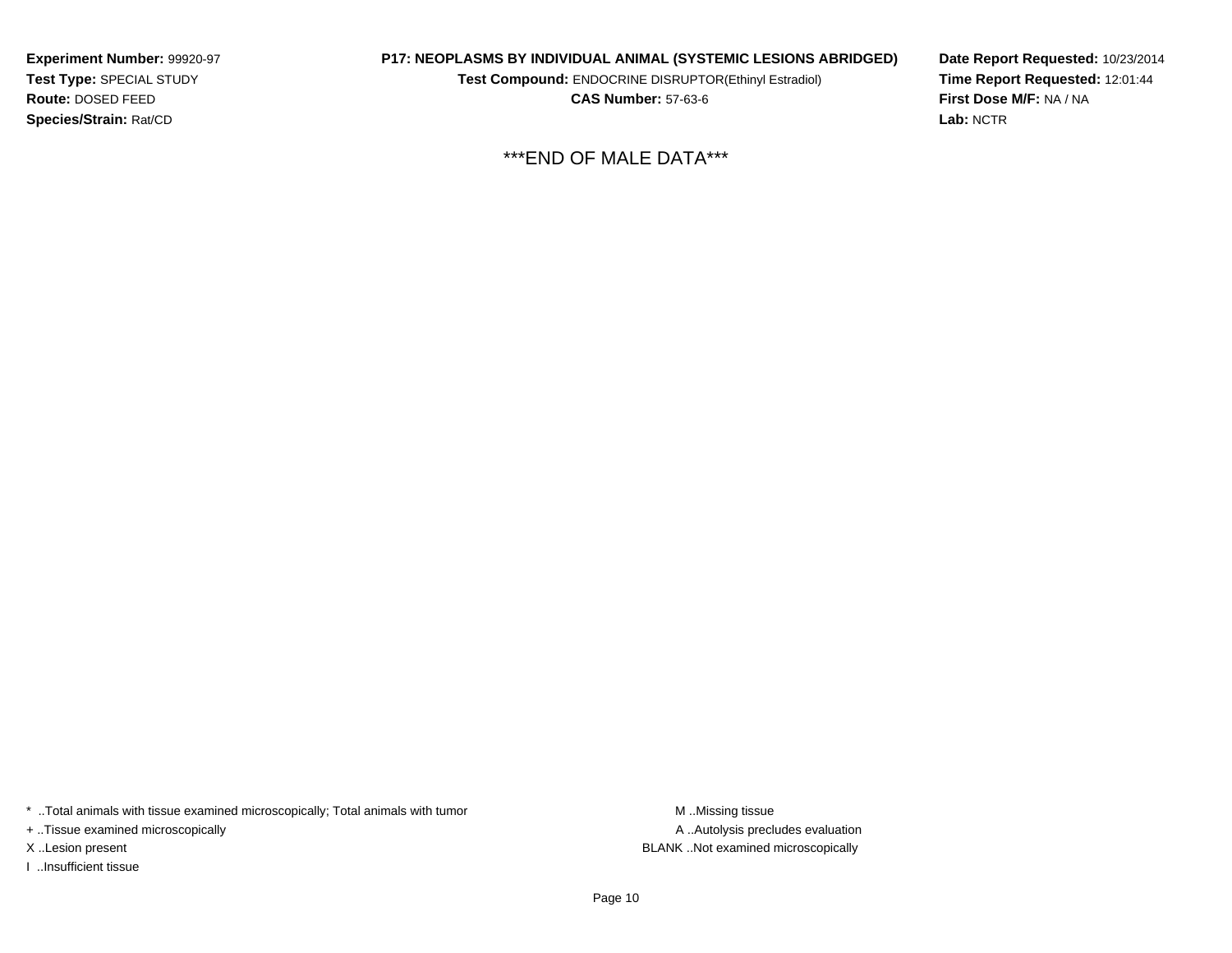**Experiment Number:** 99920-97
**Test Type:** SPECIAL STUDY
**Route:** DOSED FEED
**Species/Strain:** Rat/CD

**P17: NEOPLASMS BY INDIVIDUAL ANIMAL (SYSTEMIC LESIONS ABRIDGED)**
**Test Compound:** ENDOCRINE DISRUPTOR(Ethinyl Estradiol)
**CAS Number:** 57-63-6

**Date Report Requested:** 10/23/2014
**Time Report Requested:** 12:01:44
**First Dose M/F:** NA / NA
**Lab:** NCTR

***END OF MALE DATA***

* ..Total animals with tissue examined microscopically; Total animals with tumor
+ ..Tissue examined microscopically
X ..Lesion present
I ..Insufficient tissue

M ..Missing tissue
A ..Autolysis precludes evaluation
BLANK ..Not examined microscopically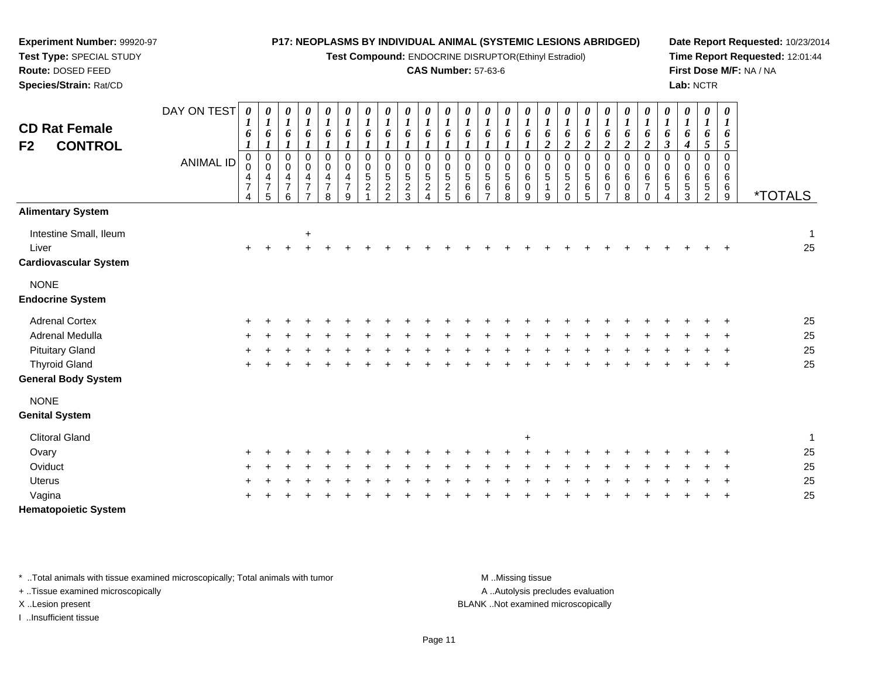**Experiment Number:** 99920-97
**Test Type:** SPECIAL STUDY
**Route:** DOSED FEED
**Species/Strain:** Rat/CD

**P17: NEOPLASMS BY INDIVIDUAL ANIMAL (SYSTEMIC LESIONS ABRIDGED)**
**Test Compound:** ENDOCRINE DISRUPTOR(Ethinyl Estradiol)
**CAS Number:** 57-63-6

**Date Report Requested:** 10/23/2014
**Time Report Requested:** 12:01:44
**First Dose M/F:** NA / NA
**Lab:** NCTR

## CD Rat Female F2 CONTROL

| DAY ON TEST | 0161 | 0161 | 0161 | 0161 | 0161 | 0161 | 0161 | 0161 | 0161 | 0161 | 0161 | 0161 | 0161 | 0161 | 0161 | 0162 | 0162 | 0162 | 0162 | 0162 | 0162 | 0163 | 0164 | 0165 | 0165 | |
|---|---|---|---|---|---|---|---|---|---|---|---|---|---|---|---|---|---|---|---|---|---|---|---|---|---|---|
| **ANIMAL ID** | 00474 | 00475 | 00476 | 00477 | 00478 | 00479 | 00521 | 00522 | 00523 | 00524 | 00525 | 00566 | 00567 | 00568 | 00609 | 00519 | 00520 | 00565 | 00607 | 00608 | 00670 | 00654 | 00653 | 00652 | 00669 | ***TOTALS** |
| **Alimentary System** | | | | | | | | | | | | | | | | | | | | | | | | | | |
| Intestine Small, Ileum | | | | + | | | | | | | | | | | | | | | | | | | | | | 1 |
| Liver | + | + | + | + | + | + | + | + | + | + | + | + | + | + | + | + | + | + | + | + | + | + | + | + | + | 25 |
| **Cardiovascular System** | | | | | | | | | | | | | | | | | | | | | | | | | | |
| NONE | | | | | | | | | | | | | | | | | | | | | | | | | | |
| **Endocrine System** | | | | | | | | | | | | | | | | | | | | | | | | | | |
| Adrenal Cortex | + | + | + | + | + | + | + | + | + | + | + | + | + | + | + | + | + | + | + | + | + | + | + | + | + | 25 |
| Adrenal Medulla | + | + | + | + | + | + | + | + | + | + | + | + | + | + | + | + | + | + | + | + | + | + | + | + | + | 25 |
| Pituitary Gland | + | + | + | + | + | + | + | + | + | + | + | + | + | + | + | + | + | + | + | + | + | + | + | + | + | 25 |
| Thyroid Gland | + | + | + | + | + | + | + | + | + | + | + | + | + | + | + | + | + | + | + | + | + | + | + | + | + | 25 |
| **General Body System** | | | | | | | | | | | | | | | | | | | | | | | | | | |
| NONE | | | | | | | | | | | | | | | | | | | | | | | | | | |
| **Genital System** | | | | | | | | | | | | | | | | | | | | | | | | | | |
| Clitoral Gland | | | | | | | | | | | | | | | + | | | | | | | | | | | 1 |
| Ovary | + | + | + | + | + | + | + | + | + | + | + | + | + | + | + | + | + | + | + | + | + | + | + | + | + | 25 |
| Oviduct | + | + | + | + | + | + | + | + | + | + | + | + | + | + | + | + | + | + | + | + | + | + | + | + | + | 25 |
| Uterus | + | + | + | + | + | + | + | + | + | + | + | + | + | + | + | + | + | + | + | + | + | + | + | + | + | 25 |
| Vagina | + | + | + | + | + | + | + | + | + | + | + | + | + | + | + | + | + | + | + | + | + | + | + | + | + | 25 |
| **Hematopoietic System** | | | | | | | | | | | | | | | | | | | | | | | | | | |

* ..Total animals with tissue examined microscopically; Total animals with tumor
+ ..Tissue examined microscopically
X ..Lesion present
I ..Insufficient tissue

M ..Missing tissue
A ..Autolysis precludes evaluation
BLANK ..Not examined microscopically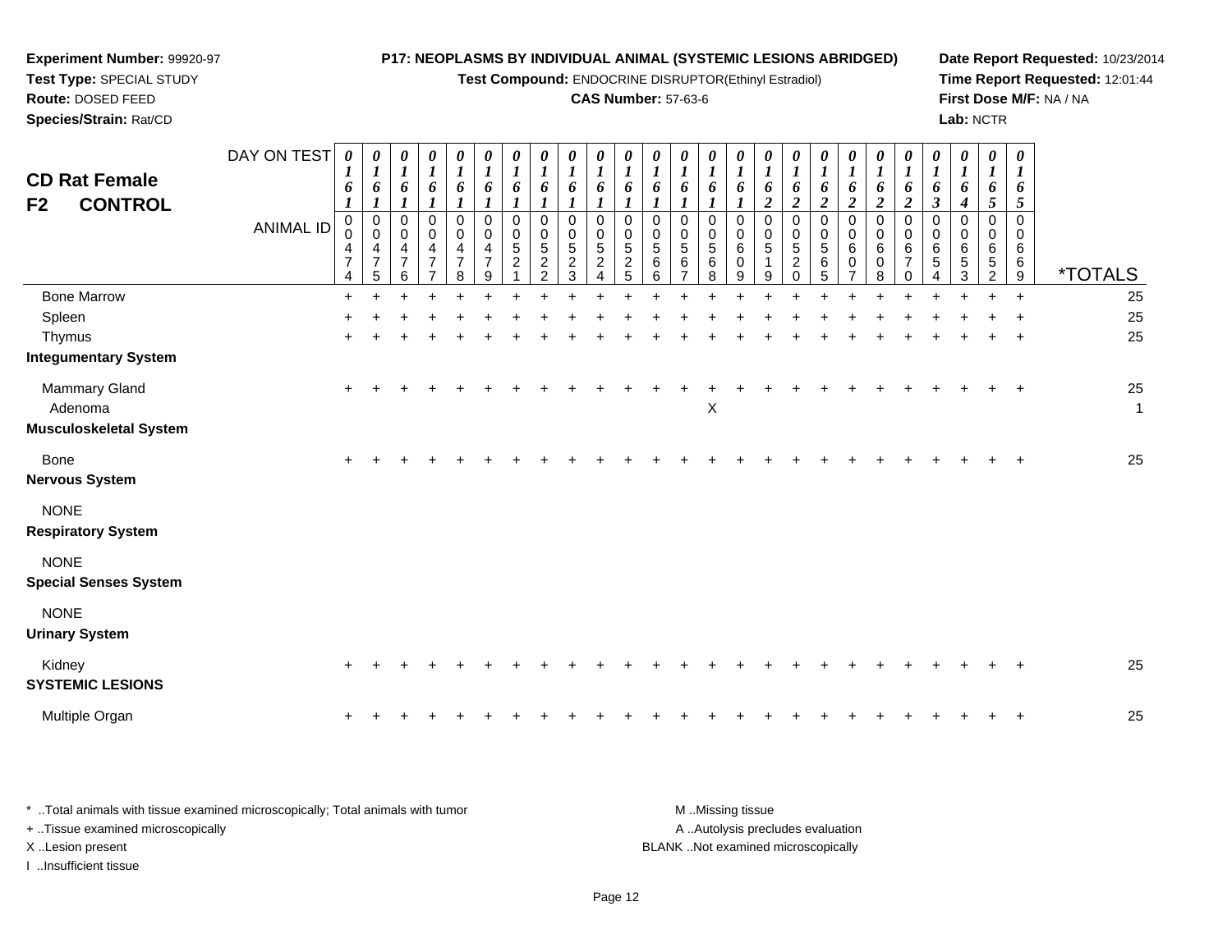**Experiment Number:** 99920-97
**Test Type:** SPECIAL STUDY
**Route:** DOSED FEED
**Species/Strain:** Rat/CD

**P17: NEOPLASMS BY INDIVIDUAL ANIMAL (SYSTEMIC LESIONS ABRIDGED)**
**Test Compound:** ENDOCRINE DISRUPTOR(Ethinyl Estradiol)
**CAS Number:** 57-63-6

**Date Report Requested:** 10/23/2014
**Time Report Requested:** 12:01:44
**First Dose M/F:** NA / NA
**Lab:** NCTR

## CD Rat Female
## F2 CONTROL

| DAY ON TEST | 0161 | 0161 | 0161 | 0161 | 0161 | 0161 | 0161 | 0161 | 0161 | 0161 | 0161 | 0161 | 0161 | 0161 | 0161 | 0162 | 0162 | 0162 | 0162 | 0162 | 0162 | 0163 | 0164 | 0165 | 0165 | |
|---|---|---|---|---|---|---|---|---|---|---|---|---|---|---|---|---|---|---|---|---|---|---|---|---|---|---|
| **ANIMAL ID** | 00474 | 00475 | 00476 | 00477 | 00478 | 00479 | 00521 | 00522 | 00523 | 00524 | 00525 | 00566 | 00567 | 00568 | 00609 | 00519 | 00520 | 00565 | 00607 | 00608 | 00670 | 00654 | 00653 | 00652 | 00669 | ***TOTALS** |
| Bone Marrow | + | + | + | + | + | + | + | + | + | + | + | + | + | + | + | + | + | + | + | + | + | + | + | + | + | 25 |
| Spleen | + | + | + | + | + | + | + | + | + | + | + | + | + | + | + | + | + | + | + | + | + | + | + | + | + | 25 |
| Thymus | + | + | + | + | + | + | + | + | + | + | + | + | + | + | + | + | + | + | + | + | + | + | + | + | + | 25 |
| **Integumentary System** | | | | | | | | | | | | | | | | | | | | | | | | | | |
| Mammary Gland | + | + | + | + | + | + | + | + | + | + | + | + | + | + | + | + | + | + | + | + | + | + | + | + | + | 25 |
| Adenoma | | | | | | | | | | | | | | X | | | | | | | | | | | | 1 |
| **Musculoskeletal System** | | | | | | | | | | | | | | | | | | | | | | | | | | |
| Bone | + | + | + | + | + | + | + | + | + | + | + | + | + | + | + | + | + | + | + | + | + | + | + | + | + | 25 |
| **Nervous System** | | | | | | | | | | | | | | | | | | | | | | | | | | |
| NONE | | | | | | | | | | | | | | | | | | | | | | | | | | |
| **Respiratory System** | | | | | | | | | | | | | | | | | | | | | | | | | | |
| NONE | | | | | | | | | | | | | | | | | | | | | | | | | | |
| **Special Senses System** | | | | | | | | | | | | | | | | | | | | | | | | | | |
| NONE | | | | | | | | | | | | | | | | | | | | | | | | | | |
| **Urinary System** | | | | | | | | | | | | | | | | | | | | | | | | | | |
| Kidney | + | + | + | + | + | + | + | + | + | + | + | + | + | + | + | + | + | + | + | + | + | + | + | + | + | 25 |
| **SYSTEMIC LESIONS** | | | | | | | | | | | | | | | | | | | | | | | | | | |
| Multiple Organ | + | + | + | + | + | + | + | + | + | + | + | + | + | + | + | + | + | + | + | + | + | + | + | + | + | 25 |

\* ..Total animals with tissue examined microscopically; Total animals with tumor
+ ..Tissue examined microscopically
X ..Lesion present
I ..Insufficient tissue

M ..Missing tissue
A ..Autolysis precludes evaluation
BLANK ..Not examined microscopically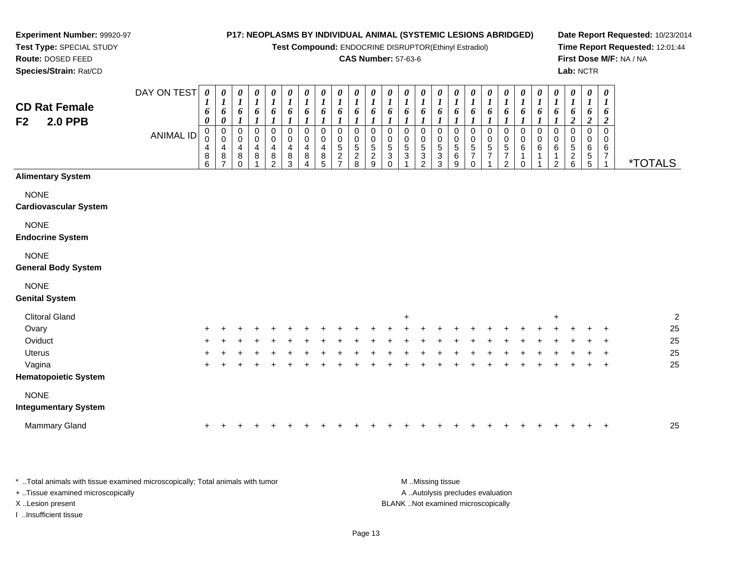**Experiment Number:** 99920-97
**Test Type:** SPECIAL STUDY
**Route:** DOSED FEED
**Species/Strain:** Rat/CD

**P17: NEOPLASMS BY INDIVIDUAL ANIMAL (SYSTEMIC LESIONS ABRIDGED)**
**Test Compound:** ENDOCRINE DISRUPTOR(Ethinyl Estradiol)
**CAS Number:** 57-63-6

**Date Report Requested:** 10/23/2014
**Time Report Requested:** 12:01:44
**First Dose M/F:** NA / NA
**Lab:** NCTR

## CD Rat Female F2 2.0 PPB

| DAY ON TEST | 0160 | 0160 | 0161 | 0161 | 0161 | 0161 | 0161 | 0161 | 0161 | 0161 | 0161 | 0161 | 0161 | 0161 | 0161 | 0161 | 0161 | 0161 | 0161 | 0161 | 0161 | 0161 | 0162 | 0162 | 0162 | |
|---|---|---|---|---|---|---|---|---|---|---|---|---|---|---|---|---|---|---|---|---|---|---|---|---|---|---|
| **ANIMAL ID** | 00486 | 00487 | 00480 | 00481 | 00482 | 00483 | 00484 | 00485 | 00527 | 00528 | 00529 | 00530 | 00531 | 00532 | 00533 | 00569 | 00570 | 00571 | 00572 | 00610 | 00611 | 00612 | 00526 | 00655 | 00671 | ***TOTALS** |
| **Alimentary System** | | | | | | | | | | | | | | | | | | | | | | | | | | |
| NONE | | | | | | | | | | | | | | | | | | | | | | | | | | |
| **Cardiovascular System** | | | | | | | | | | | | | | | | | | | | | | | | | | |
| NONE | | | | | | | | | | | | | | | | | | | | | | | | | | |
| **Endocrine System** | | | | | | | | | | | | | | | | | | | | | | | | | | |
| NONE | | | | | | | | | | | | | | | | | | | | | | | | | | |
| **General Body System** | | | | | | | | | | | | | | | | | | | | | | | | | | |
| NONE | | | | | | | | | | | | | | | | | | | | | | | | | | |
| **Genital System** | | | | | | | | | | | | | | | | | | | | | | | | | | |
| Clitoral Gland | | | | | | | | | | | | | + | | | | | | | | | + | | | | 2 |
| Ovary | + | + | + | + | + | + | + | + | + | + | + | + | + | + | + | + | + | + | + | + | + | + | + | + | + | 25 |
| Oviduct | + | + | + | + | + | + | + | + | + | + | + | + | + | + | + | + | + | + | + | + | + | + | + | + | + | 25 |
| Uterus | + | + | + | + | + | + | + | + | + | + | + | + | + | + | + | + | + | + | + | + | + | + | + | + | + | 25 |
| Vagina | + | + | + | + | + | + | + | + | + | + | + | + | + | + | + | + | + | + | + | + | + | + | + | + | + | 25 |
| **Hematopoietic System** | | | | | | | | | | | | | | | | | | | | | | | | | | |
| NONE | | | | | | | | | | | | | | | | | | | | | | | | | | |
| **Integumentary System** | | | | | | | | | | | | | | | | | | | | | | | | | | |
| Mammary Gland | + | + | + | + | + | + | + | + | + | + | + | + | + | + | + | + | + | + | + | + | + | + | + | + | + | 25 |

\* ..Total animals with tissue examined microscopically; Total animals with tumor
\+ ..Tissue examined microscopically
X ..Lesion present
I ..Insufficient tissue

M ..Missing tissue
A ..Autolysis precludes evaluation
BLANK ..Not examined microscopically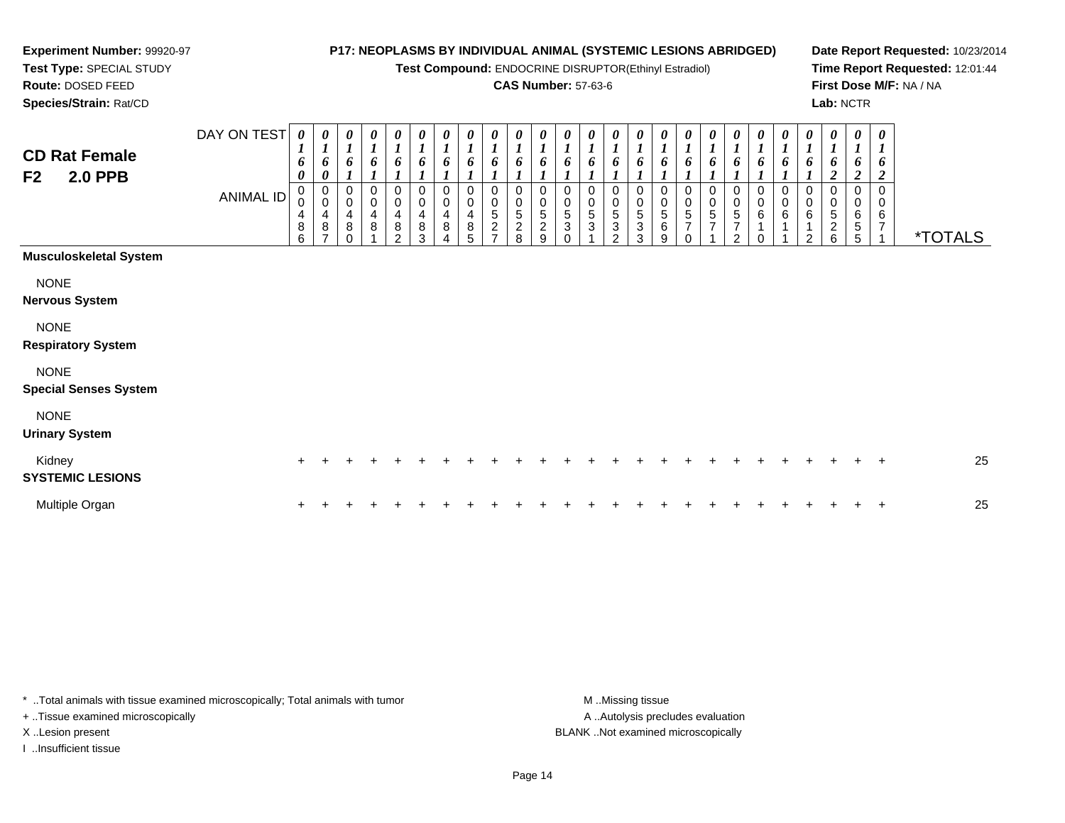**Experiment Number:** 99920-97
**Test Type:** SPECIAL STUDY
**Route:** DOSED FEED
**Species/Strain:** Rat/CD

**P17: NEOPLASMS BY INDIVIDUAL ANIMAL (SYSTEMIC LESIONS ABRIDGED)**
**Test Compound:** ENDOCRINE DISRUPTOR(Ethinyl Estradiol)
**CAS Number:** 57-63-6

**Date Report Requested:** 10/23/2014
**Time Report Requested:** 12:01:44
**First Dose M/F:** NA / NA
**Lab:** NCTR

**CD Rat Female**
**F2 2.0 PPB**

| DAY ON TEST | 0160 | 0160 | 0161 | 0161 | 0161 | 0161 | 0161 | 0161 | 0161 | 0161 | 0161 | 0161 | 0161 | 0161 | 0161 | 0161 | 0161 | 0161 | 0161 | 0161 | 0161 | 0161 | 0162 | 0162 | 0162 | |
|---|---|---|---|---|---|---|---|---|---|---|---|---|---|---|---|---|---|---|---|---|---|---|---|---|---|---|
| **ANIMAL ID** | 00486 | 00487 | 00480 | 00481 | 00482 | 00483 | 00484 | 00485 | 00527 | 00528 | 00529 | 00530 | 00531 | 00532 | 00533 | 00569 | 00570 | 00571 | 00572 | 00610 | 00611 | 00612 | 00526 | 00655 | 00671 | ***TOTALS** |
| **Musculoskeletal System** | | | | | | | | | | | | | | | | | | | | | | | | | | |
| NONE | | | | | | | | | | | | | | | | | | | | | | | | | | |
| **Nervous System** | | | | | | | | | | | | | | | | | | | | | | | | | | |
| NONE | | | | | | | | | | | | | | | | | | | | | | | | | | |
| **Respiratory System** | | | | | | | | | | | | | | | | | | | | | | | | | | |
| NONE | | | | | | | | | | | | | | | | | | | | | | | | | | |
| **Special Senses System** | | | | | | | | | | | | | | | | | | | | | | | | | | |
| NONE | | | | | | | | | | | | | | | | | | | | | | | | | | |
| **Urinary System** | | | | | | | | | | | | | | | | | | | | | | | | | | |
| Kidney | + | + | + | + | + | + | + | + | + | + | + | + | + | + | + | + | + | + | + | + | + | + | + | + | + | 25 |
| **SYSTEMIC LESIONS** | | | | | | | | | | | | | | | | | | | | | | | | | | |
| Multiple Organ | + | + | + | + | + | + | + | + | + | + | + | + | + | + | + | + | + | + | + | + | + | + | + | + | + | 25 |

\* ..Total animals with tissue examined microscopically; Total animals with tumor
+ ..Tissue examined microscopically
X ..Lesion present
I ..Insufficient tissue

M ..Missing tissue
A ..Autolysis precludes evaluation
BLANK ..Not examined microscopically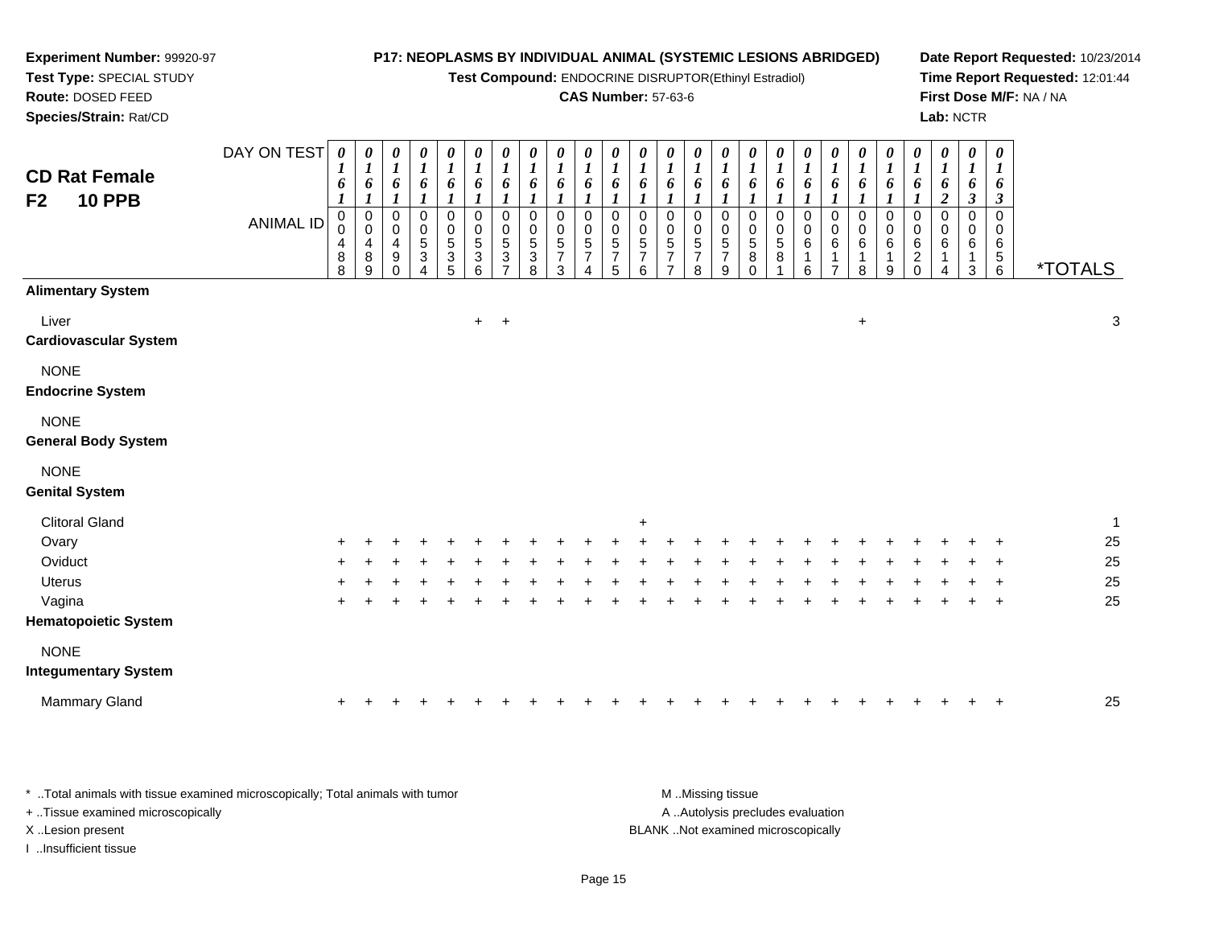**Experiment Number:** 99920-97
**Test Type:** SPECIAL STUDY
**Route:** DOSED FEED
**Species/Strain:** Rat/CD

**P17: NEOPLASMS BY INDIVIDUAL ANIMAL (SYSTEMIC LESIONS ABRIDGED)**
**Test Compound:** ENDOCRINE DISRUPTOR(Ethinyl Estradiol)
**CAS Number:** 57-63-6

**Date Report Requested:** 10/23/2014
**Time Report Requested:** 12:01:44
**First Dose M/F:** NA / NA
**Lab:** NCTR

## CD Rat Female F2 10 PPB

| DAY ON TEST | 0161 | 0161 | 0161 | 0161 | 0161 | 0161 | 0161 | 0161 | 0161 | 0161 | 0161 | 0161 | 0161 | 0161 | 0161 | 0161 | 0161 | 0161 | 0161 | 0161 | 0161 | 0161 | 0162 | 0163 | 0163 | |
|---|---|---|---|---|---|---|---|---|---|---|---|---|---|---|---|---|---|---|---|---|---|---|---|---|---|---|
| **ANIMAL ID** | 00488 | 00489 | 00490 | 00534 | 00535 | 00536 | 00537 | 00538 | 00573 | 00574 | 00575 | 00576 | 00577 | 00578 | 00579 | 00580 | 00581 | 00616 | 00617 | 00618 | 00619 | 00620 | 00614 | 00613 | 00656 | ***TOTALS** |
| **Alimentary System** | | | | | | | | | | | | | | | | | | | | | | | | | | |
| Liver | | | | | | + | + | | | | | | | | | | | | | + | | | | | | 3 |
| **Cardiovascular System** | | | | | | | | | | | | | | | | | | | | | | | | | | |
| NONE | | | | | | | | | | | | | | | | | | | | | | | | | | |
| **Endocrine System** | | | | | | | | | | | | | | | | | | | | | | | | | | |
| NONE | | | | | | | | | | | | | | | | | | | | | | | | | | |
| **General Body System** | | | | | | | | | | | | | | | | | | | | | | | | | | |
| NONE | | | | | | | | | | | | | | | | | | | | | | | | | | |
| **Genital System** | | | | | | | | | | | | | | | | | | | | | | | | | | |
| Clitoral Gland | | | | | | | | | | | | + | | | | | | | | | | | | | | 1 |
| Ovary | + | + | + | + | + | + | + | + | + | + | + | + | + | + | + | + | + | + | + | + | + | + | + | + | + | 25 |
| Oviduct | + | + | + | + | + | + | + | + | + | + | + | + | + | + | + | + | + | + | + | + | + | + | + | + | + | 25 |
| Uterus | + | + | + | + | + | + | + | + | + | + | + | + | + | + | + | + | + | + | + | + | + | + | + | + | + | 25 |
| Vagina | + | + | + | + | + | + | + | + | + | + | + | + | + | + | + | + | + | + | + | + | + | + | + | + | + | 25 |
| **Hematopoietic System** | | | | | | | | | | | | | | | | | | | | | | | | | | |
| NONE | | | | | | | | | | | | | | | | | | | | | | | | | | |
| **Integumentary System** | | | | | | | | | | | | | | | | | | | | | | | | | | |
| Mammary Gland | + | + | + | + | + | + | + | + | + | + | + | + | + | + | + | + | + | + | + | + | + | + | + | + | + | 25 |

\* ..Total animals with tissue examined microscopically; Total animals with tumor
+ ..Tissue examined microscopically
X ..Lesion present
I ..Insufficient tissue

M ..Missing tissue
A ..Autolysis precludes evaluation
BLANK ..Not examined microscopically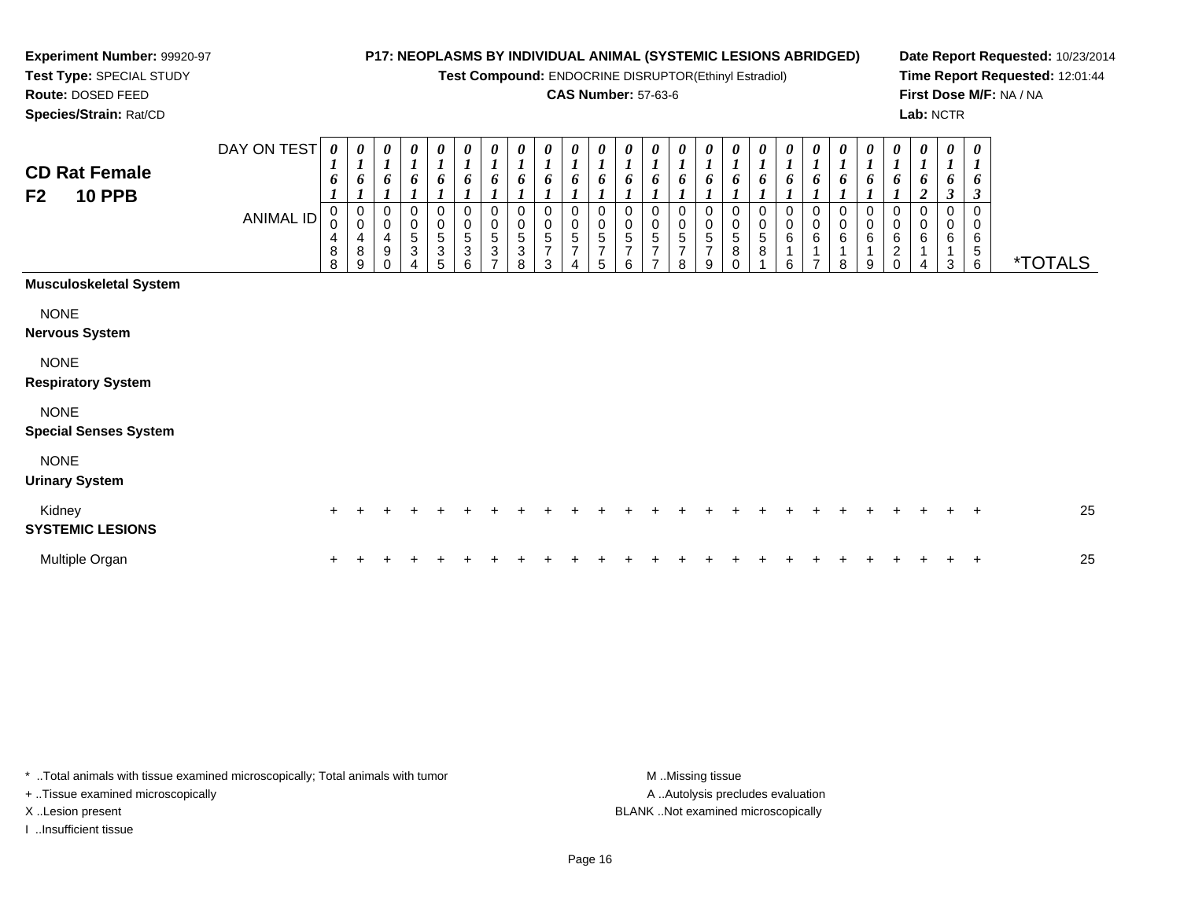**Experiment Number:** 99920-97
**Test Type:** SPECIAL STUDY
**Route:** DOSED FEED
**Species/Strain:** Rat/CD

**P17: NEOPLASMS BY INDIVIDUAL ANIMAL (SYSTEMIC LESIONS ABRIDGED)**
**Test Compound:** ENDOCRINE DISRUPTOR(Ethinyl Estradiol)
**CAS Number:** 57-63-6

**Date Report Requested:** 10/23/2014
**Time Report Requested:** 12:01:44
**First Dose M/F:** NA / NA
**Lab:** NCTR

## CD Rat Female
## F2 10 PPB

| DAY ON TEST | 0161 | 0161 | 0161 | 0161 | 0161 | 0161 | 0161 | 0161 | 0161 | 0161 | 0161 | 0161 | 0161 | 0161 | 0161 | 0161 | 0161 | 0161 | 0161 | 0161 | 0161 | 0161 | 0162 | 0163 | 0163 | |
|---|---|---|---|---|---|---|---|---|---|---|---|---|---|---|---|---|---|---|---|---|---|---|---|---|---|---|
| **ANIMAL ID** | 00488 | 00489 | 00490 | 00534 | 00535 | 00536 | 00537 | 00538 | 00573 | 00574 | 00575 | 00576 | 00577 | 00578 | 00579 | 00580 | 00581 | 00616 | 00617 | 00618 | 00619 | 00620 | 00614 | 00613 | 00656 | ***TOTALS** |
| **Musculoskeletal System** | | | | | | | | | | | | | | | | | | | | | | | | | | |
| NONE | | | | | | | | | | | | | | | | | | | | | | | | | | |
| **Nervous System** | | | | | | | | | | | | | | | | | | | | | | | | | | |
| NONE | | | | | | | | | | | | | | | | | | | | | | | | | | |
| **Respiratory System** | | | | | | | | | | | | | | | | | | | | | | | | | | |
| NONE | | | | | | | | | | | | | | | | | | | | | | | | | | |
| **Special Senses System** | | | | | | | | | | | | | | | | | | | | | | | | | | |
| NONE | | | | | | | | | | | | | | | | | | | | | | | | | | |
| **Urinary System** | | | | | | | | | | | | | | | | | | | | | | | | | | |
| Kidney | + | + | + | + | + | + | + | + | + | + | + | + | + | + | + | + | + | + | + | + | + | + | + | + | + | 25 |
| **SYSTEMIC LESIONS** | | | | | | | | | | | | | | | | | | | | | | | | | | |
| Multiple Organ | + | + | + | + | + | + | + | + | + | + | + | + | + | + | + | + | + | + | + | + | + | + | + | + | + | 25 |

* ..Total animals with tissue examined microscopically; Total animals with tumor
+ ..Tissue examined microscopically
X ..Lesion present
I ..Insufficient tissue

M ..Missing tissue
A ..Autolysis precludes evaluation
BLANK ..Not examined microscopically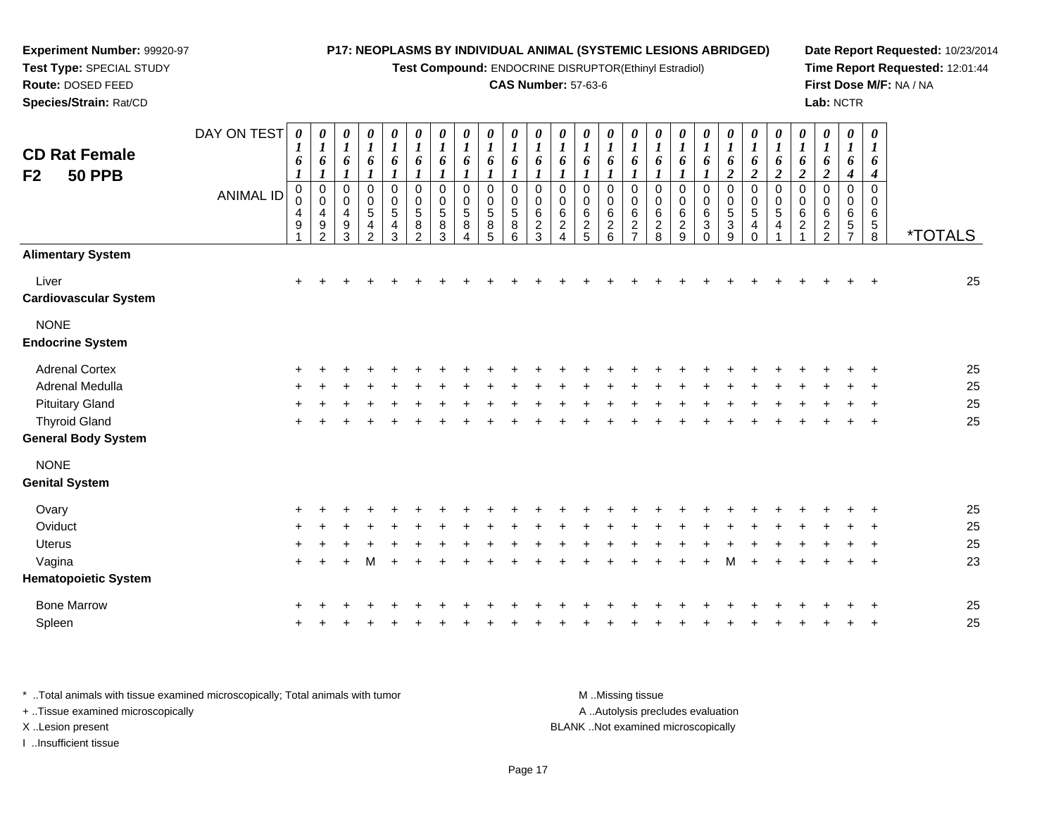**Experiment Number:** 99920-97
**Test Type:** SPECIAL STUDY
**Route:** DOSED FEED
**Species/Strain:** Rat/CD

**P17: NEOPLASMS BY INDIVIDUAL ANIMAL (SYSTEMIC LESIONS ABRIDGED)**
**Test Compound:** ENDOCRINE DISRUPTOR(Ethinyl Estradiol)
**CAS Number:** 57-63-6

**Date Report Requested:** 10/23/2014
**Time Report Requested:** 12:01:44
**First Dose M/F:** NA / NA
**Lab:** NCTR

## CD Rat Female F2 50 PPB

| DAY ON TEST | 0161 | 0161 | 0161 | 0161 | 0161 | 0161 | 0161 | 0161 | 0161 | 0161 | 0161 | 0161 | 0161 | 0161 | 0161 | 0161 | 0161 | 0161 | 0162 | 0162 | 0162 | 0162 | 0162 | 0164 | 0164 | |
|---|---|---|---|---|---|---|---|---|---|---|---|---|---|---|---|---|---|---|---|---|---|---|---|---|---|---|
| **ANIMAL ID** | 00491 | 00492 | 00493 | 00542 | 00543 | 00582 | 00583 | 00584 | 00585 | 00586 | 00623 | 00624 | 00625 | 00626 | 00627 | 00628 | 00629 | 00630 | 00539 | 00540 | 00541 | 00621 | 00622 | 00657 | 00658 | ***TOTALS** |
| **Alimentary System** | | | | | | | | | | | | | | | | | | | | | | | | | | |
| Liver | + | + | + | + | + | + | + | + | + | + | + | + | + | + | + | + | + | + | + | + | + | + | + | + | + | 25 |
| **Cardiovascular System** | | | | | | | | | | | | | | | | | | | | | | | | | | |
| NONE | | | | | | | | | | | | | | | | | | | | | | | | | | |
| **Endocrine System** | | | | | | | | | | | | | | | | | | | | | | | | | | |
| Adrenal Cortex | + | + | + | + | + | + | + | + | + | + | + | + | + | + | + | + | + | + | + | + | + | + | + | + | + | 25 |
| Adrenal Medulla | + | + | + | + | + | + | + | + | + | + | + | + | + | + | + | + | + | + | + | + | + | + | + | + | + | 25 |
| Pituitary Gland | + | + | + | + | + | + | + | + | + | + | + | + | + | + | + | + | + | + | + | + | + | + | + | + | + | 25 |
| Thyroid Gland | + | + | + | + | + | + | + | + | + | + | + | + | + | + | + | + | + | + | + | + | + | + | + | + | + | 25 |
| **General Body System** | | | | | | | | | | | | | | | | | | | | | | | | | | |
| NONE | | | | | | | | | | | | | | | | | | | | | | | | | | |
| **Genital System** | | | | | | | | | | | | | | | | | | | | | | | | | | |
| Ovary | + | + | + | + | + | + | + | + | + | + | + | + | + | + | + | + | + | + | + | + | + | + | + | + | + | 25 |
| Oviduct | + | + | + | + | + | + | + | + | + | + | + | + | + | + | + | + | + | + | + | + | + | + | + | + | + | 25 |
| Uterus | + | + | + | + | + | + | + | + | + | + | + | + | + | + | + | + | + | + | + | + | + | + | + | + | + | 25 |
| Vagina | + | + | + | M | + | + | + | + | + | + | + | + | + | + | + | + | + | + | M | + | + | + | + | + | + | 23 |
| **Hematopoietic System** | | | | | | | | | | | | | | | | | | | | | | | | | | |
| Bone Marrow | + | + | + | + | + | + | + | + | + | + | + | + | + | + | + | + | + | + | + | + | + | + | + | + | + | 25 |
| Spleen | + | + | + | + | + | + | + | + | + | + | + | + | + | + | + | + | + | + | + | + | + | + | + | + | + | 25 |

\* ..Total animals with tissue examined microscopically; Total animals with tumor
\+ ..Tissue examined microscopically
X ..Lesion present
I ..Insufficient tissue

M ..Missing tissue
A ..Autolysis precludes evaluation
BLANK ..Not examined microscopically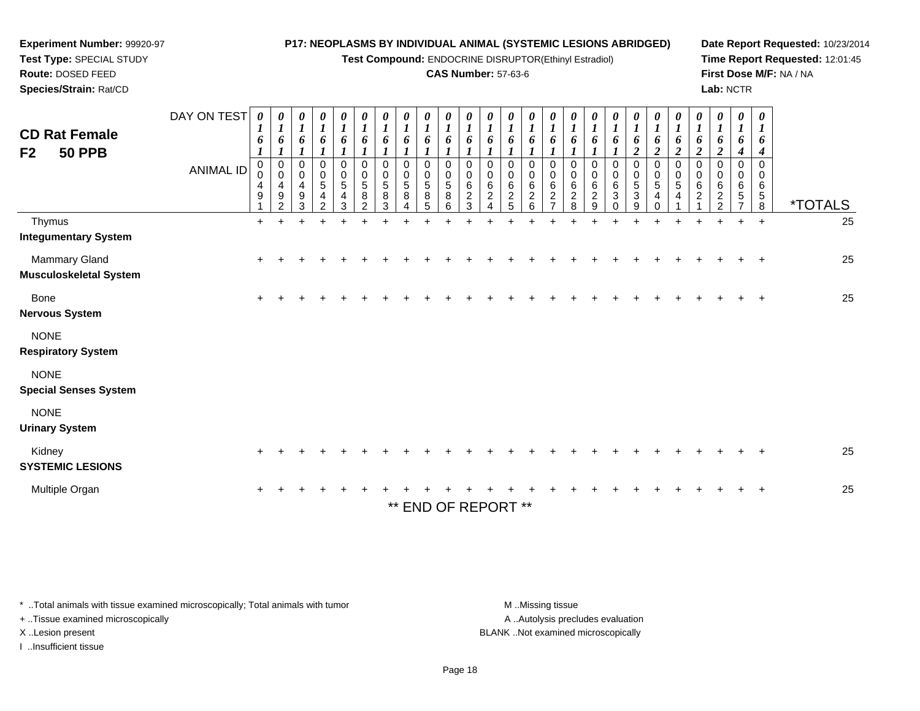**Experiment Number:** 99920-97
**Test Type:** SPECIAL STUDY
**Route:** DOSED FEED
**Species/Strain:** Rat/CD

**P17: NEOPLASMS BY INDIVIDUAL ANIMAL (SYSTEMIC LESIONS ABRIDGED)**
**Test Compound:** ENDOCRINE DISRUPTOR(Ethinyl Estradiol)
**CAS Number:** 57-63-6

**Date Report Requested:** 10/23/2014
**Time Report Requested:** 12:01:45
**First Dose M/F:** NA / NA
**Lab:** NCTR

## CD Rat Female
## F2 50 PPB

| DAY ON TEST | 0161 | 0161 | 0161 | 0161 | 0161 | 0161 | 0161 | 0161 | 0161 | 0161 | 0161 | 0161 | 0161 | 0161 | 0161 | 0161 | 0161 | 0161 | 0162 | 0162 | 0162 | 0162 | 0162 | 0164 | 0164 | |
|---|---|---|---|---|---|---|---|---|---|---|---|---|---|---|---|---|---|---|---|---|---|---|---|---|---|---|
| **ANIMAL ID** | 00491 | 00492 | 00493 | 00542 | 00543 | 00582 | 00583 | 00584 | 00585 | 00586 | 00623 | 00624 | 00625 | 00626 | 00627 | 00628 | 00629 | 00630 | 00539 | 00540 | 00541 | 00621 | 00622 | 00657 | 00658 | ***TOTALS** |
| Thymus | + | + | + | + | + | + | + | + | + | + | + | + | + | + | + | + | + | + | + | + | + | + | + | + | + | 25 |
| **Integumentary System** | | | | | | | | | | | | | | | | | | | | | | | | | | |
| Mammary Gland | + | + | + | + | + | + | + | + | + | + | + | + | + | + | + | + | + | + | + | + | + | + | + | + | + | 25 |
| **Musculoskeletal System** | | | | | | | | | | | | | | | | | | | | | | | | | | |
| Bone | + | + | + | + | + | + | + | + | + | + | + | + | + | + | + | + | + | + | + | + | + | + | + | + | + | 25 |
| **Nervous System** | | | | | | | | | | | | | | | | | | | | | | | | | | |
| NONE | | | | | | | | | | | | | | | | | | | | | | | | | | |
| **Respiratory System** | | | | | | | | | | | | | | | | | | | | | | | | | | |
| NONE | | | | | | | | | | | | | | | | | | | | | | | | | | |
| **Special Senses System** | | | | | | | | | | | | | | | | | | | | | | | | | | |
| NONE | | | | | | | | | | | | | | | | | | | | | | | | | | |
| **Urinary System** | | | | | | | | | | | | | | | | | | | | | | | | | | |
| Kidney | + | + | + | + | + | + | + | + | + | + | + | + | + | + | + | + | + | + | + | + | + | + | + | + | + | 25 |
| **SYSTEMIC LESIONS** | | | | | | | | | | | | | | | | | | | | | | | | | | |
| Multiple Organ | + | + | + | + | + | + | + | + | + | + | + | + | + | + | + | + | + | + | + | + | + | + | + | + | + | 25 |

** END OF REPORT **

* ..Total animals with tissue examined microscopically; Total animals with tumor
+ ..Tissue examined microscopically
X ..Lesion present
I ..Insufficient tissue

M ..Missing tissue
A ..Autolysis precludes evaluation
BLANK ..Not examined microscopically